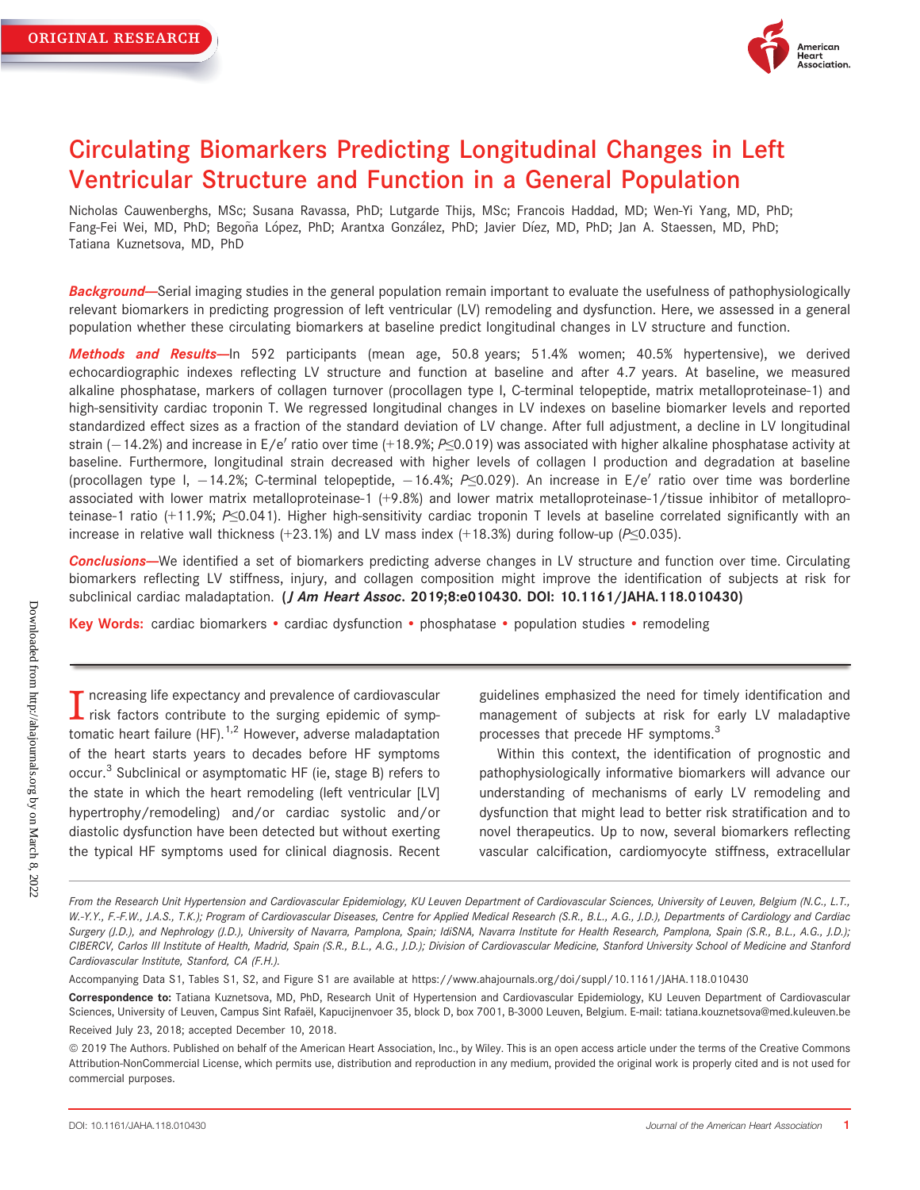ORIGINAL RESEARCH

# Circulating Biomarkers Predicting Longitudinal Changes in Left Ventricular Structure and Function in a General Population

Nicholas Cauwenberghs, MSc; Susana Ravassa, PhD; Lutgarde Thijs, MSc; Francois Haddad, MD; Wen-Yi Yang, MD, PhD; Fang-Fei Wei, MD, PhD; Begoña López, PhD; Arantxa González, PhD; Javier Díez, MD, PhD; Jan A. Staessen, MD, PhD; Tatiana Kuznetsova, MD, PhD

***Background*—**Serial imaging studies in the general population remain important to evaluate the usefulness of pathophysiologically relevant biomarkers in predicting progression of left ventricular (LV) remodeling and dysfunction. Here, we assessed in a general population whether these circulating biomarkers at baseline predict longitudinal changes in LV structure and function.

***Methods and Results*—**In 592 participants (mean age, 50.8 years; 51.4% women; 40.5% hypertensive), we derived echocardiographic indexes reflecting LV structure and function at baseline and after 4.7 years. At baseline, we measured alkaline phosphatase, markers of collagen turnover (procollagen type I, C-terminal telopeptide, matrix metalloproteinase-1) and high-sensitivity cardiac troponin T. We regressed longitudinal changes in LV indexes on baseline biomarker levels and reported standardized effect sizes as a fraction of the standard deviation of LV change. After full adjustment, a decline in LV longitudinal strain (−14.2%) and increase in E/e′ ratio over time (+18.9%; $P \leq 0.019$) was associated with higher alkaline phosphatase activity at baseline. Furthermore, longitudinal strain decreased with higher levels of collagen I production and degradation at baseline (procollagen type I, −14.2%; C-terminal telopeptide, −16.4%; $P \leq 0.029$). An increase in E/e′ ratio over time was borderline associated with lower matrix metalloproteinase-1 (+9.8%) and lower matrix metalloproteinase-1/tissue inhibitor of metalloproteinase-1 ratio (+11.9%; $P \leq 0.041$). Higher high-sensitivity cardiac troponin T levels at baseline correlated significantly with an increase in relative wall thickness (+23.1%) and LV mass index (+18.3%) during follow-up ($P \leq 0.035$).

***Conclusions*—**We identified a set of biomarkers predicting adverse changes in LV structure and function over time. Circulating biomarkers reflecting LV stiffness, injury, and collagen composition might improve the identification of subjects at risk for subclinical cardiac maladaptation. **(*J Am Heart Assoc*. 2019;8:e010430. DOI: 10.1161/JAHA.118.010430)**

**Key Words:** cardiac biomarkers • cardiac dysfunction • phosphatase • population studies • remodeling

Increasing life expectancy and prevalence of cardiovascular risk factors contribute to the surging epidemic of symptomatic heart failure (HF).[1,2] However, adverse maladaptation of the heart starts years to decades before HF symptoms occur.[3] Subclinical or asymptomatic HF (ie, stage B) refers to the state in which the heart remodeling (left ventricular [LV] hypertrophy/remodeling) and/or cardiac systolic and/or diastolic dysfunction have been detected but without exerting the typical HF symptoms used for clinical diagnosis. Recent guidelines emphasized the need for timely identification and management of subjects at risk for early LV maladaptive processes that precede HF symptoms.[3]

Within this context, the identification of prognostic and pathophysiologically informative biomarkers will advance our understanding of mechanisms of early LV remodeling and dysfunction that might lead to better risk stratification and to novel therapeutics. Up to now, several biomarkers reflecting vascular calcification, cardiomyocyte stiffness, extracellular

*From the Research Unit Hypertension and Cardiovascular Epidemiology, KU Leuven Department of Cardiovascular Sciences, University of Leuven, Belgium (N.C., L.T., W.-Y.Y., F.-F.W., J.A.S., T.K.); Program of Cardiovascular Diseases, Centre for Applied Medical Research (S.R., B.L., A.G., J.D.), Departments of Cardiology and Cardiac Surgery (J.D.), and Nephrology (J.D.), University of Navarra, Pamplona, Spain; IdiSNA, Navarra Institute for Health Research, Pamplona, Spain (S.R., B.L., A.G., J.D.); CIBERCV, Carlos III Institute of Health, Madrid, Spain (S.R., B.L., A.G., J.D.); Division of Cardiovascular Medicine, Stanford University School of Medicine and Stanford Cardiovascular Institute, Stanford, CA (F.H.).*

Accompanying Data S1, Tables S1, S2, and Figure S1 are available at https://www.ahajournals.org/doi/suppl/10.1161/JAHA.118.010430

**Correspondence to:** Tatiana Kuznetsova, MD, PhD, Research Unit of Hypertension and Cardiovascular Epidemiology, KU Leuven Department of Cardiovascular Sciences, University of Leuven, Campus Sint Rafaël, Kapucijnenvoer 35, block D, box 7001, B-3000 Leuven, Belgium. E-mail: tatiana.kouznetsova@med.kuleuven.be

Received July 23, 2018; accepted December 10, 2018.

© 2019 The Authors. Published on behalf of the American Heart Association, Inc., by Wiley. This is an open access article under the terms of the Creative Commons Attribution-NonCommercial License, which permits use, distribution and reproduction in any medium, provided the original work is properly cited and is not used for commercial purposes.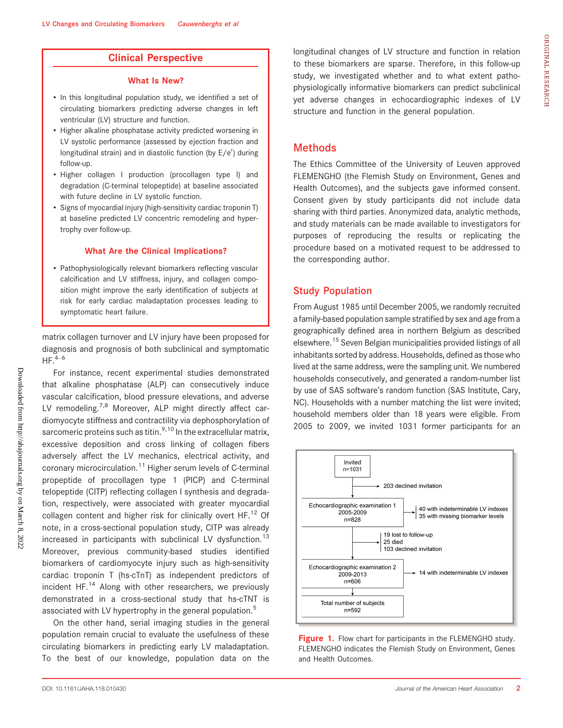## Clinical Perspective

### What Is New?

- In this longitudinal population study, we identified a set of circulating biomarkers predicting adverse changes in left ventricular (LV) structure and function.
- Higher alkaline phosphatase activity predicted worsening in LV systolic performance (assessed by ejection fraction and longitudinal strain) and in diastolic function (by E/e′) during follow-up.
- Higher collagen I production (procollagen type I) and degradation (C-terminal telopeptide) at baseline associated with future decline in LV systolic function.
- Signs of myocardial injury (high-sensitivity cardiac troponin T) at baseline predicted LV concentric remodeling and hypertrophy over follow-up.

### What Are the Clinical Implications?

- Pathophysiologically relevant biomarkers reflecting vascular calcification and LV stiffness, injury, and collagen composition might improve the early identification of subjects at risk for early cardiac maladaptation processes leading to symptomatic heart failure.

matrix collagen turnover and LV injury have been proposed for diagnosis and prognosis of both subclinical and symptomatic HF.[4–6]

For instance, recent experimental studies demonstrated that alkaline phosphatase (ALP) can consecutively induce vascular calcification, blood pressure elevations, and adverse LV remodeling.[7,8] Moreover, ALP might directly affect cardiomyocyte stiffness and contractility via dephosphorylation of sarcomeric proteins such as titin.[9,10] In the extracellular matrix, excessive deposition and cross linking of collagen fibers adversely affect the LV mechanics, electrical activity, and coronary microcirculation.[11] Higher serum levels of C-terminal propeptide of procollagen type 1 (PICP) and C-terminal telopeptide (CITP) reflecting collagen I synthesis and degradation, respectively, were associated with greater myocardial collagen content and higher risk for clinically overt HF.[12] Of note, in a cross-sectional population study, CITP was already increased in participants with subclinical LV dysfunction.[13] Moreover, previous community-based studies identified biomarkers of cardiomyocyte injury such as high-sensitivity cardiac troponin T (hs-cTnT) as independent predictors of incident HF.[14] Along with other researchers, we previously demonstrated in a cross-sectional study that hs-cTNT is associated with LV hypertrophy in the general population.[5]

On the other hand, serial imaging studies in the general population remain crucial to evaluate the usefulness of these circulating biomarkers in predicting early LV maladaptation. To the best of our knowledge, population data on the longitudinal changes of LV structure and function in relation to these biomarkers are sparse. Therefore, in this follow-up study, we investigated whether and to what extent pathophysiologically informative biomarkers can predict subclinical yet adverse changes in echocardiographic indexes of LV structure and function in the general population.

## Methods

The Ethics Committee of the University of Leuven approved FLEMENGHO (the Flemish Study on Environment, Genes and Health Outcomes), and the subjects gave informed consent. Consent given by study participants did not include data sharing with third parties. Anonymized data, analytic methods, and study materials can be made available to investigators for purposes of reproducing the results or replicating the procedure based on a motivated request to be addressed to the corresponding author.

## Study Population

From August 1985 until December 2005, we randomly recruited a family-based population sample stratified by sex and age from a geographically defined area in northern Belgium as described elsewhere.[15] Seven Belgian municipalities provided listings of all inhabitants sorted by address. Households, defined as those who lived at the same address, were the sampling unit. We numbered households consecutively, and generated a random-number list by use of SAS software's random function (SAS Institute, Cary, NC). Households with a number matching the list were invited; household members older than 18 years were eligible. From 2005 to 2009, we invited 1031 former participants for an

Invited n=1031 → 203 declined invitation

Echocardiographic examination 1, 2005-2009, n=828 → 40 with indeterminable LV indexes; 35 with missing biomarker levels

→ 19 lost to follow-up; 25 died; 103 declined invitation

Echocardiographic examination 2, 2009-2013, n=606 → 14 with indeterminable LV indexes

Total number of subjects n=592

**Figure 1.** Flow chart for participants in the FLEMENGHO study. FLEMENGHO indicates the Flemish Study on Environment, Genes and Health Outcomes.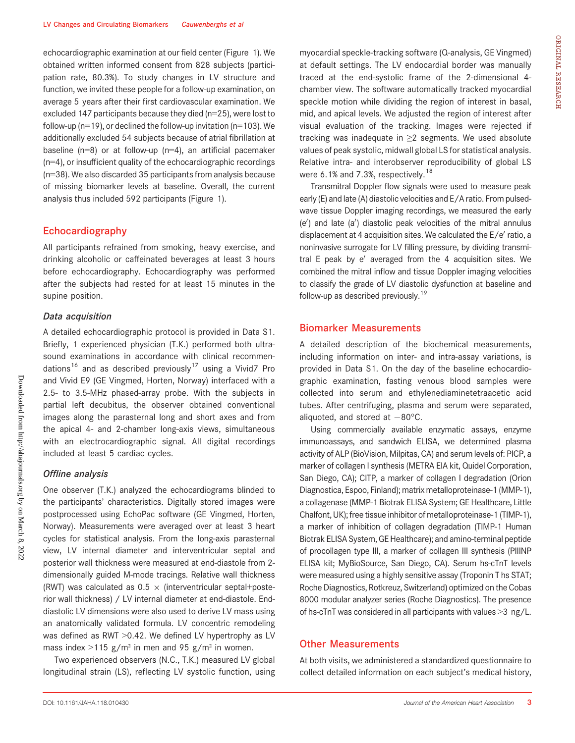echocardiographic examination at our field center (Figure 1). We obtained written informed consent from 828 subjects (participation rate, 80.3%). To study changes in LV structure and function, we invited these people for a follow-up examination, on average 5 years after their first cardiovascular examination. We excluded 147 participants because they died (n=25), were lost to follow-up (n=19), or declined the follow-up invitation (n=103). We additionally excluded 54 subjects because of atrial fibrillation at baseline (n=8) or at follow-up (n=4), an artificial pacemaker (n=4), or insufficient quality of the echocardiographic recordings (n=38). We also discarded 35 participants from analysis because of missing biomarker levels at baseline. Overall, the current analysis thus included 592 participants (Figure 1).

## Echocardiography

All participants refrained from smoking, heavy exercise, and drinking alcoholic or caffeinated beverages at least 3 hours before echocardiography. Echocardiography was performed after the subjects had rested for at least 15 minutes in the supine position.

### *Data acquisition*

A detailed echocardiographic protocol is provided in Data S1. Briefly, 1 experienced physician (T.K.) performed both ultrasound examinations in accordance with clinical recommendations[16] and as described previously[17] using a Vivid7 Pro and Vivid E9 (GE Vingmed, Horten, Norway) interfaced with a 2.5- to 3.5-MHz phased-array probe. With the subjects in partial left decubitus, the observer obtained conventional images along the parasternal long and short axes and from the apical 4- and 2-chamber long-axis views, simultaneous with an electrocardiographic signal. All digital recordings included at least 5 cardiac cycles.

### *Offline analysis*

One observer (T.K.) analyzed the echocardiograms blinded to the participants' characteristics. Digitally stored images were postprocessed using EchoPac software (GE Vingmed, Horten, Norway). Measurements were averaged over at least 3 heart cycles for statistical analysis. From the long-axis parasternal view, LV internal diameter and interventricular septal and posterior wall thickness were measured at end-diastole from 2-dimensionally guided M-mode tracings. Relative wall thickness (RWT) was calculated as $0.5 \times$ (interventricular septal+posterior wall thickness) / LV internal diameter at end-diastole. End-diastolic LV dimensions were also used to derive LV mass using an anatomically validated formula. LV concentric remodeling was defined as RWT >0.42. We defined LV hypertrophy as LV mass index >115 $g/m^2$ in men and 95 $g/m^2$ in women.

Two experienced observers (N.C., T.K.) measured LV global longitudinal strain (LS), reflecting LV systolic function, using myocardial speckle-tracking software (Q-analysis, GE Vingmed) at default settings. The LV endocardial border was manually traced at the end-systolic frame of the 2-dimensional 4-chamber view. The software automatically tracked myocardial speckle motion while dividing the region of interest in basal, mid, and apical levels. We adjusted the region of interest after visual evaluation of the tracking. Images were rejected if tracking was inadequate in ≥2 segments. We used absolute values of peak systolic, midwall global LS for statistical analysis. Relative intra- and interobserver reproducibility of global LS were 6.1% and 7.3%, respectively.[18]

Transmitral Doppler flow signals were used to measure peak early (E) and late (A) diastolic velocities and E/A ratio. From pulsed-wave tissue Doppler imaging recordings, we measured the early (e′) and late (a′) diastolic peak velocities of the mitral annulus displacement at 4 acquisition sites. We calculated the E/e′ ratio, a noninvasive surrogate for LV filling pressure, by dividing transmitral E peak by e′ averaged from the 4 acquisition sites. We combined the mitral inflow and tissue Doppler imaging velocities to classify the grade of LV diastolic dysfunction at baseline and follow-up as described previously.[19]

## Biomarker Measurements

A detailed description of the biochemical measurements, including information on inter- and intra-assay variations, is provided in Data S1. On the day of the baseline echocardiographic examination, fasting venous blood samples were collected into serum and ethylenediaminetetraacetic acid tubes. After centrifuging, plasma and serum were separated, aliquoted, and stored at −80°C.

Using commercially available enzymatic assays, enzyme immunoassays, and sandwich ELISA, we determined plasma activity of ALP (BioVision, Milpitas, CA) and serum levels of: PICP, a marker of collagen I synthesis (METRA EIA kit, Quidel Corporation, San Diego, CA); CITP, a marker of collagen I degradation (Orion Diagnostica, Espoo, Finland); matrix metalloproteinase-1 (MMP-1), a collagenase (MMP-1 Biotrak ELISA System; GE Healthcare, Little Chalfont, UK); free tissue inhibitor of metalloproteinase-1 (TIMP-1), a marker of inhibition of collagen degradation (TIMP-1 Human Biotrak ELISA System, GE Healthcare); and amino-terminal peptide of procollagen type III, a marker of collagen III synthesis (PIIINP ELISA kit; MyBioSource, San Diego, CA). Serum hs-cTnT levels were measured using a highly sensitive assay (Troponin T hs STAT; Roche Diagnostics, Rotkreuz, Switzerland) optimized on the Cobas 8000 modular analyzer series (Roche Diagnostics). The presence of hs-cTnT was considered in all participants with values >3 ng/L.

## Other Measurements

At both visits, we administered a standardized questionnaire to collect detailed information on each subject's medical history,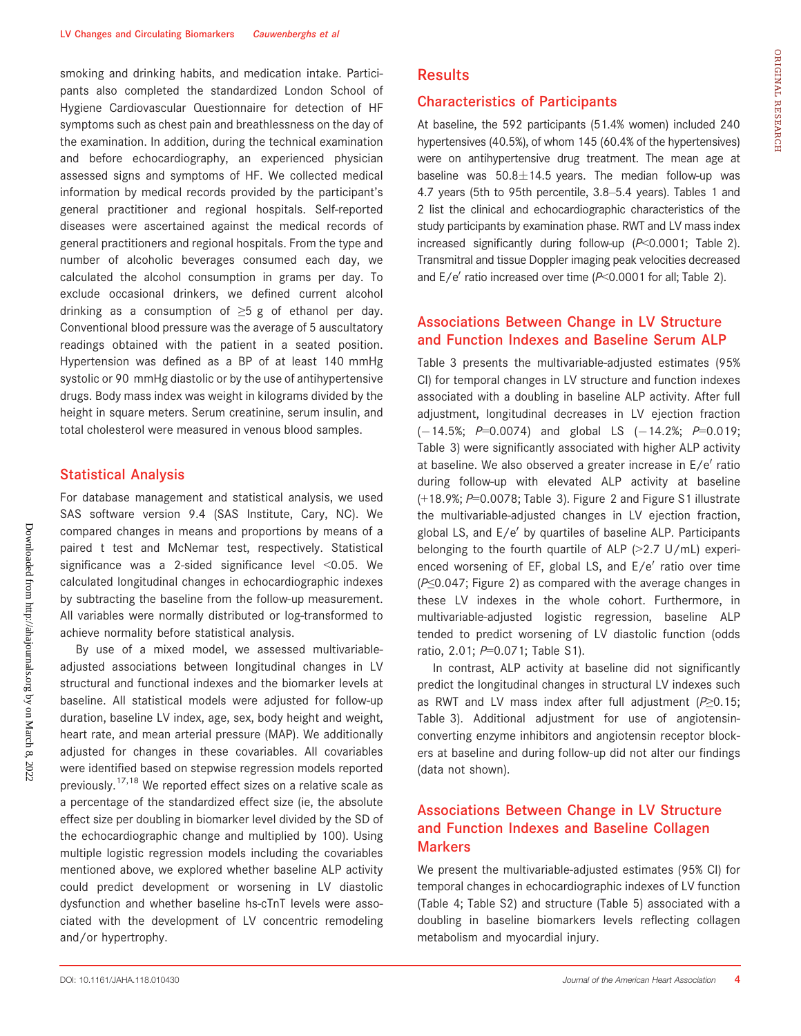smoking and drinking habits, and medication intake. Participants also completed the standardized London School of Hygiene Cardiovascular Questionnaire for detection of HF symptoms such as chest pain and breathlessness on the day of the examination. In addition, during the technical examination and before echocardiography, an experienced physician assessed signs and symptoms of HF. We collected medical information by medical records provided by the participant's general practitioner and regional hospitals. Self-reported diseases were ascertained against the medical records of general practitioners and regional hospitals. From the type and number of alcoholic beverages consumed each day, we calculated the alcohol consumption in grams per day. To exclude occasional drinkers, we defined current alcohol drinking as a consumption of ≥5 g of ethanol per day. Conventional blood pressure was the average of 5 auscultatory readings obtained with the patient in a seated position. Hypertension was defined as a BP of at least 140 mmHg systolic or 90 mmHg diastolic or by the use of antihypertensive drugs. Body mass index was weight in kilograms divided by the height in square meters. Serum creatinine, serum insulin, and total cholesterol were measured in venous blood samples.

## Statistical Analysis

For database management and statistical analysis, we used SAS software version 9.4 (SAS Institute, Cary, NC). We compared changes in means and proportions by means of a paired t test and McNemar test, respectively. Statistical significance was a 2-sided significance level <0.05. We calculated longitudinal changes in echocardiographic indexes by subtracting the baseline from the follow-up measurement. All variables were normally distributed or log-transformed to achieve normality before statistical analysis.

By use of a mixed model, we assessed multivariable-adjusted associations between longitudinal changes in LV structural and functional indexes and the biomarker levels at baseline. All statistical models were adjusted for follow-up duration, baseline LV index, age, sex, body height and weight, heart rate, and mean arterial pressure (MAP). We additionally adjusted for changes in these covariables. All covariables were identified based on stepwise regression models reported previously.[17,18] We reported effect sizes on a relative scale as a percentage of the standardized effect size (ie, the absolute effect size per doubling in biomarker level divided by the SD of the echocardiographic change and multiplied by 100). Using multiple logistic regression models including the covariables mentioned above, we explored whether baseline ALP activity could predict development or worsening in LV diastolic dysfunction and whether baseline hs-cTnT levels were associated with the development of LV concentric remodeling and/or hypertrophy.

## Results

### Characteristics of Participants

At baseline, the 592 participants (51.4% women) included 240 hypertensives (40.5%), of whom 145 (60.4% of the hypertensives) were on antihypertensive drug treatment. The mean age at baseline was 50.8±14.5 years. The median follow-up was 4.7 years (5th to 95th percentile, 3.8–5.4 years). Tables 1 and 2 list the clinical and echocardiographic characteristics of the study participants by examination phase. RWT and LV mass index increased significantly during follow-up ($P$<0.0001; Table 2). Transmitral and tissue Doppler imaging peak velocities decreased and E/e′ ratio increased over time ($P$<0.0001 for all; Table 2).

### Associations Between Change in LV Structure and Function Indexes and Baseline Serum ALP

Table 3 presents the multivariable-adjusted estimates (95% CI) for temporal changes in LV structure and function indexes associated with a doubling in baseline ALP activity. After full adjustment, longitudinal decreases in LV ejection fraction (−14.5%; $P$=0.0074) and global LS (−14.2%; $P$=0.019; Table 3) were significantly associated with higher ALP activity at baseline. We also observed a greater increase in E/e′ ratio during follow-up with elevated ALP activity at baseline (+18.9%; $P$=0.0078; Table 3). Figure 2 and Figure S1 illustrate the multivariable-adjusted changes in LV ejection fraction, global LS, and E/e′ by quartiles of baseline ALP. Participants belonging to the fourth quartile of ALP (>2.7 U/mL) experienced worsening of EF, global LS, and E/e′ ratio over time ($P$≤0.047; Figure 2) as compared with the average changes in these LV indexes in the whole cohort. Furthermore, in multivariable-adjusted logistic regression, baseline ALP tended to predict worsening of LV diastolic function (odds ratio, 2.01; $P$=0.071; Table S1).

In contrast, ALP activity at baseline did not significantly predict the longitudinal changes in structural LV indexes such as RWT and LV mass index after full adjustment ($P$≥0.15; Table 3). Additional adjustment for use of angiotensin-converting enzyme inhibitors and angiotensin receptor blockers at baseline and during follow-up did not alter our findings (data not shown).

### Associations Between Change in LV Structure and Function Indexes and Baseline Collagen Markers

We present the multivariable-adjusted estimates (95% CI) for temporal changes in echocardiographic indexes of LV function (Table 4; Table S2) and structure (Table 5) associated with a doubling in baseline biomarkers levels reflecting collagen metabolism and myocardial injury.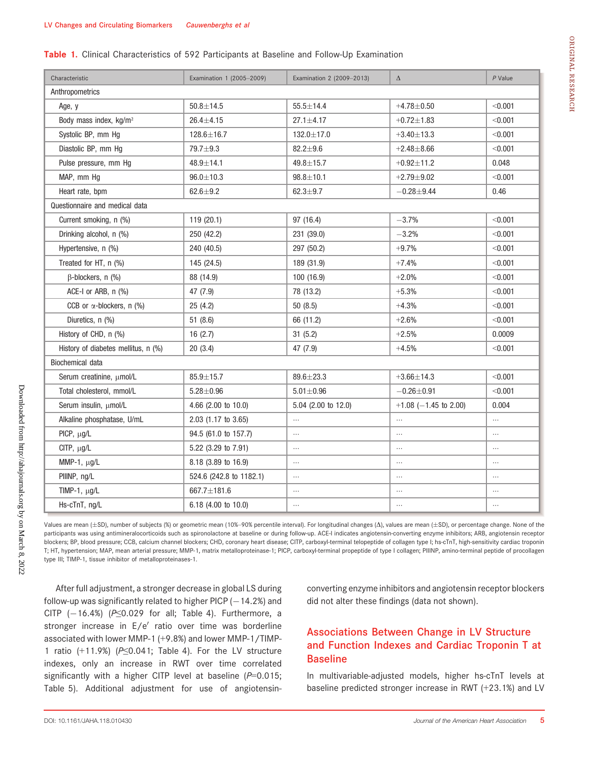**Table 1.** Clinical Characteristics of 592 Participants at Baseline and Follow-Up Examination

| Characteristic | Examination 1 (2005–2009) | Examination 2 (2009–2013) | Δ | *P* Value |
|---|---|---|---|---|
| Anthropometrics | | | | |
| Age, y | 50.8±14.5 | 55.5±14.4 | +4.78±0.50 | <0.001 |
| Body mass index, kg/m² | 26.4±4.15 | 27.1±4.17 | +0.72±1.83 | <0.001 |
| Systolic BP, mm Hg | 128.6±16.7 | 132.0±17.0 | +3.40±13.3 | <0.001 |
| Diastolic BP, mm Hg | 79.7±9.3 | 82.2±9.6 | +2.48±8.66 | <0.001 |
| Pulse pressure, mm Hg | 48.9±14.1 | 49.8±15.7 | +0.92±11.2 | 0.048 |
| MAP, mm Hg | 96.0±10.3 | 98.8±10.1 | +2.79±9.02 | <0.001 |
| Heart rate, bpm | 62.6±9.2 | 62.3±9.7 | −0.28±9.44 | 0.46 |
| Questionnaire and medical data | | | | |
| Current smoking, n (%) | 119 (20.1) | 97 (16.4) | −3.7% | <0.001 |
| Drinking alcohol, n (%) | 250 (42.2) | 231 (39.0) | −3.2% | <0.001 |
| Hypertensive, n (%) | 240 (40.5) | 297 (50.2) | +9.7% | <0.001 |
| Treated for HT, n (%) | 145 (24.5) | 189 (31.9) | +7.4% | <0.001 |
| β-blockers, n (%) | 88 (14.9) | 100 (16.9) | +2.0% | <0.001 |
| ACE-I or ARB, n (%) | 47 (7.9) | 78 (13.2) | +5.3% | <0.001 |
| CCB or α-blockers, n (%) | 25 (4.2) | 50 (8.5) | +4.3% | <0.001 |
| Diuretics, n (%) | 51 (8.6) | 66 (11.2) | +2.6% | <0.001 |
| History of CHD, n (%) | 16 (2.7) | 31 (5.2) | +2.5% | 0.0009 |
| History of diabetes mellitus, n (%) | 20 (3.4) | 47 (7.9) | +4.5% | <0.001 |
| Biochemical data | | | | |
| Serum creatinine, μmol/L | 85.9±15.7 | 89.6±23.3 | +3.66±14.3 | <0.001 |
| Total cholesterol, mmol/L | 5.28±0.96 | 5.01±0.96 | −0.26±0.91 | <0.001 |
| Serum insulin, μmol/L | 4.66 (2.00 to 10.0) | 5.04 (2.00 to 12.0) | +1.08 (−1.45 to 2.00) | 0.004 |
| Alkaline phosphatase, U/mL | 2.03 (1.17 to 3.65) | ... | ... | ... |
| PICP, μg/L | 94.5 (61.0 to 157.7) | ... | ... | ... |
| CITP, μg/L | 5.22 (3.29 to 7.91) | ... | ... | ... |
| MMP-1, μg/L | 8.18 (3.89 to 16.9) | ... | ... | ... |
| PIIINP, ng/L | 524.6 (242.8 to 1182.1) | ... | ... | ... |
| TIMP-1, μg/L | 667.7±181.6 | ... | ... | ... |
| Hs-cTnT, ng/L | 6.18 (4.00 to 10.0) | ... | ... | ... |

Values are mean (±SD), number of subjects (%) or geometric mean (10%–90% percentile interval). For longitudinal changes (Δ), values are mean (±SD), or percentage change. None of the participants was using antimineralocorticoids such as spironolactone at baseline or during follow-up. ACE-I indicates angiotensin-converting enzyme inhibitors; ARB, angiotensin receptor blockers; BP, blood pressure; CCB, calcium channel blockers; CHD, coronary heart disease; CITP, carboxyl-terminal telopeptide of collagen type I; hs-cTnT, high-sensitivity cardiac troponin T; HT, hypertension; MAP, mean arterial pressure; MMP-1, matrix metalloproteinase-1; PICP, carboxyl-terminal propeptide of type I collagen; PIIINP, amino-terminal peptide of procollagen type III; TIMP-1, tissue inhibitor of metalloproteinases-1.

After full adjustment, a stronger decrease in global LS during follow-up was significantly related to higher PICP (−14.2%) and CITP (−16.4%) ($P \leq 0.029$ for all; Table 4). Furthermore, a stronger increase in E/e′ ratio over time was borderline associated with lower MMP-1 (+9.8%) and lower MMP-1/TIMP-1 ratio (+11.9%) ($P \leq 0.041$; Table 4). For the LV structure indexes, only an increase in RWT over time correlated significantly with a higher CITP level at baseline ($P$=0.015; Table 5). Additional adjustment for use of angiotensin-converting enzyme inhibitors and angiotensin receptor blockers did not alter these findings (data not shown).

## Associations Between Change in LV Structure and Function Indexes and Cardiac Troponin T at Baseline

In multivariable-adjusted models, higher hs-cTnT levels at baseline predicted stronger increase in RWT (+23.1%) and LV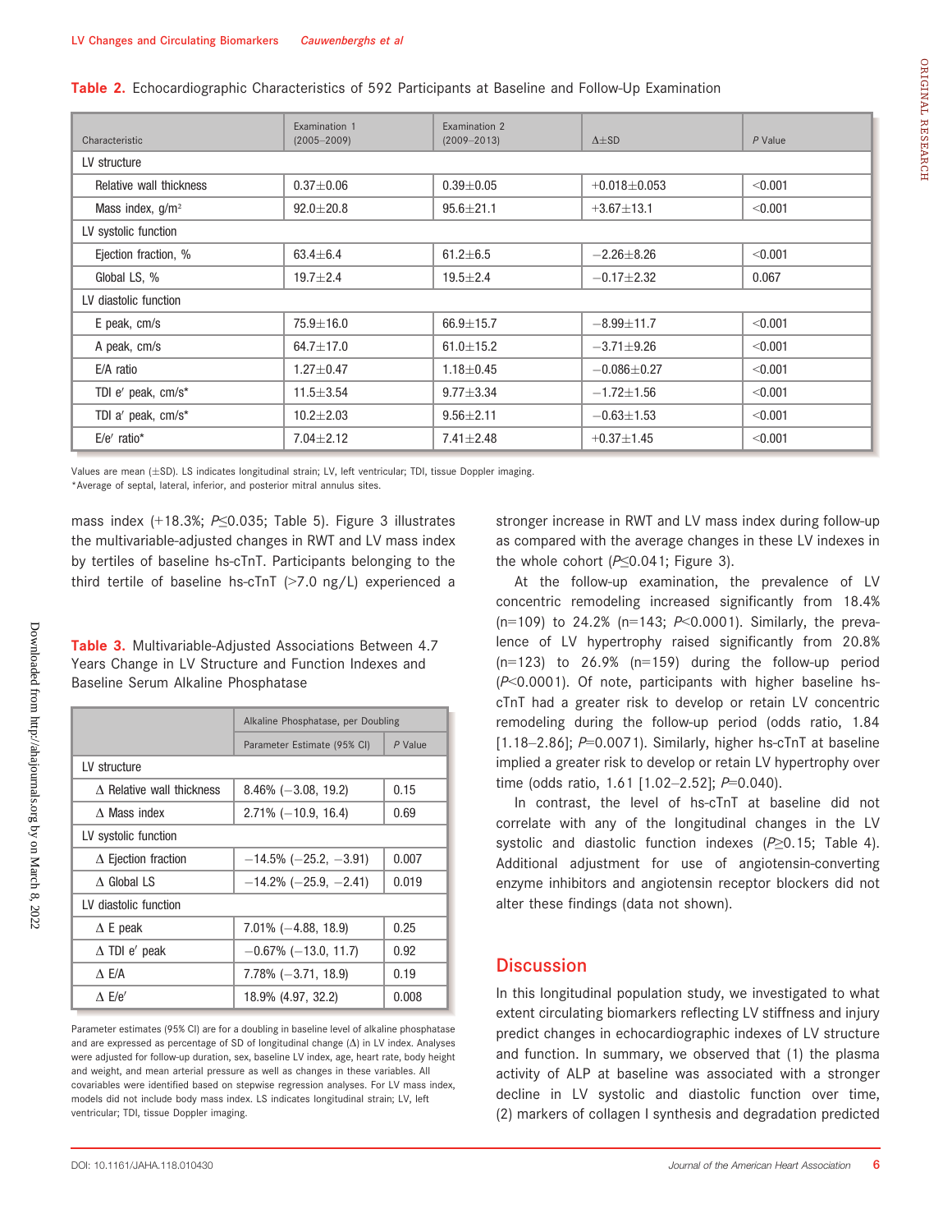**Table 2.** Echocardiographic Characteristics of 592 Participants at Baseline and Follow-Up Examination

| Characteristic | Examination 1 (2005–2009) | Examination 2 (2009–2013) | Δ±SD | *P* Value |
|---|---|---|---|---|
| LV structure | | | | |
| Relative wall thickness | 0.37±0.06 | 0.39±0.05 | +0.018±0.053 | <0.001 |
| Mass index, g/m² | 92.0±20.8 | 95.6±21.1 | +3.67±13.1 | <0.001 |
| LV systolic function | | | | |
| Ejection fraction, % | 63.4±6.4 | 61.2±6.5 | −2.26±8.26 | <0.001 |
| Global LS, % | 19.7±2.4 | 19.5±2.4 | −0.17±2.32 | 0.067 |
| LV diastolic function | | | | |
| E peak, cm/s | 75.9±16.0 | 66.9±15.7 | −8.99±11.7 | <0.001 |
| A peak, cm/s | 64.7±17.0 | 61.0±15.2 | −3.71±9.26 | <0.001 |
| E/A ratio | 1.27±0.47 | 1.18±0.45 | −0.086±0.27 | <0.001 |
| TDI e′ peak, cm/s* | 11.5±3.54 | 9.77±3.34 | −1.72±1.56 | <0.001 |
| TDI a′ peak, cm/s* | 10.2±2.03 | 9.56±2.11 | −0.63±1.53 | <0.001 |
| E/e′ ratio* | 7.04±2.12 | 7.41±2.48 | +0.37±1.45 | <0.001 |

Values are mean (±SD). LS indicates longitudinal strain; LV, left ventricular; TDI, tissue Doppler imaging.
*Average of septal, lateral, inferior, and posterior mitral annulus sites.

mass index (+18.3%; *P*≤0.035; Table 5). Figure 3 illustrates the multivariable-adjusted changes in RWT and LV mass index by tertiles of baseline hs-cTnT. Participants belonging to the third tertile of baseline hs-cTnT (>7.0 ng/L) experienced a stronger increase in RWT and LV mass index during follow-up as compared with the average changes in these LV indexes in the whole cohort (*P*≤0.041; Figure 3).

At the follow-up examination, the prevalence of LV concentric remodeling increased significantly from 18.4% (n=109) to 24.2% (n=143; *P*<0.0001). Similarly, the prevalence of LV hypertrophy raised significantly from 20.8% (n=123) to 26.9% (n=159) during the follow-up period (*P*<0.0001). Of note, participants with higher baseline hs-cTnT had a greater risk to develop or retain LV concentric remodeling during the follow-up period (odds ratio, 1.84 [1.18–2.86]; *P*=0.0071). Similarly, higher hs-cTnT at baseline implied a greater risk to develop or retain LV hypertrophy over time (odds ratio, 1.61 [1.02–2.52]; *P*=0.040).

In contrast, the level of hs-cTnT at baseline did not correlate with any of the longitudinal changes in the LV systolic and diastolic function indexes (*P*≥0.15; Table 4). Additional adjustment for use of angiotensin-converting enzyme inhibitors and angiotensin receptor blockers did not alter these findings (data not shown).

**Table 3.** Multivariable-Adjusted Associations Between 4.7 Years Change in LV Structure and Function Indexes and Baseline Serum Alkaline Phosphatase

| | Alkaline Phosphatase, per Doubling | |
|---|---|---|
| | Parameter Estimate (95% CI) | *P* Value |
| LV structure | | |
| Δ Relative wall thickness | 8.46% (−3.08, 19.2) | 0.15 |
| Δ Mass index | 2.71% (−10.9, 16.4) | 0.69 |
| LV systolic function | | |
| Δ Ejection fraction | −14.5% (−25.2, −3.91) | 0.007 |
| Δ Global LS | −14.2% (−25.9, −2.41) | 0.019 |
| LV diastolic function | | |
| Δ E peak | 7.01% (−4.88, 18.9) | 0.25 |
| Δ TDI e′ peak | −0.67% (−13.0, 11.7) | 0.92 |
| Δ E/A | 7.78% (−3.71, 18.9) | 0.19 |
| Δ E/e′ | 18.9% (4.97, 32.2) | 0.008 |

Parameter estimates (95% CI) are for a doubling in baseline level of alkaline phosphatase and are expressed as percentage of SD of longitudinal change (Δ) in LV index. Analyses were adjusted for follow-up duration, sex, baseline LV index, age, heart rate, body height and weight, and mean arterial pressure as well as changes in these variables. All covariables were identified based on stepwise regression analyses. For LV mass index, models did not include body mass index. LS indicates longitudinal strain; LV, left ventricular; TDI, tissue Doppler imaging.

## Discussion

In this longitudinal population study, we investigated to what extent circulating biomarkers reflecting LV stiffness and injury predict changes in echocardiographic indexes of LV structure and function. In summary, we observed that (1) the plasma activity of ALP at baseline was associated with a stronger decline in LV systolic and diastolic function over time, (2) markers of collagen I synthesis and degradation predicted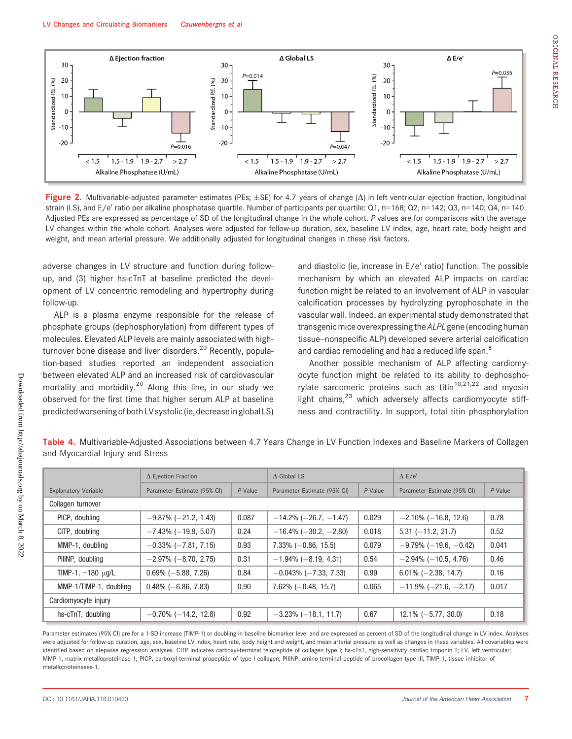**Figure 2.** Multivariable-adjusted parameter estimates (PEs; ±SE) for 4.7 years of change (Δ) in left ventricular ejection fraction, longitudinal strain (LS), and E/e′ ratio per alkaline phosphatase quartile. Number of participants per quartile: Q1, n=168; Q2, n=142; Q3, n=140; Q4, n=140. Adjusted PEs are expressed as percentage of SD of the longitudinal change in the whole cohort. *P* values are for comparisons with the average LV changes within the whole cohort. Analyses were adjusted for follow-up duration, sex, baseline LV index, age, heart rate, body height and weight, and mean arterial pressure. We additionally adjusted for longitudinal changes in these risk factors.

adverse changes in LV structure and function during follow-up, and (3) higher hs-cTnT at baseline predicted the development of LV concentric remodeling and hypertrophy during follow-up.

ALP is a plasma enzyme responsible for the release of phosphate groups (dephosphorylation) from different types of molecules. Elevated ALP levels are mainly associated with high-turnover bone disease and liver disorders.[20] Recently, population-based studies reported an independent association between elevated ALP and an increased risk of cardiovascular mortality and morbidity.[20] Along this line, in our study we observed for the first time that higher serum ALP at baseline predicted worsening of both LV systolic (ie, decrease in global LS) and diastolic (ie, increase in E/e′ ratio) function. The possible mechanism by which an elevated ALP impacts on cardiac function might be related to an involvement of ALP in vascular calcification processes by hydrolyzing pyrophosphate in the vascular wall. Indeed, an experimental study demonstrated that transgenic mice overexpressing the *ALPL* gene (encoding human tissue–nonspecific ALP) developed severe arterial calcification and cardiac remodeling and had a reduced life span.[8]

Another possible mechanism of ALP affecting cardiomyocyte function might be related to its ability to dephosphorylate sarcomeric proteins such as titin[10,21,22] and myosin light chains,[23] which adversely affects cardiomyocyte stiffness and contractility. In support, total titin phosphorylation

**Table 4.** Multivariable-Adjusted Associations between 4.7 Years Change in LV Function Indexes and Baseline Markers of Collagen and Myocardial Injury and Stress

| Explanatory Variable | Δ Ejection Fraction | | Δ Global LS | | Δ E/e′ | |
|---|---|---|---|---|---|---|
| | Parameter Estimate (95% CI) | *P* Value | Parameter Estimate (95% CI) | *P* Value | Parameter Estimate (95% CI) | *P* Value |
| Collagen turnover | | | | | | |
| PICP, doubling | −9.87% (−21.2, 1.43) | 0.087 | −14.2% (−26.7, −1.47) | 0.029 | −2.10% (−16.8, 12.6) | 0.78 |
| CITP, doubling | −7.43% (−19.9, 5.07) | 0.24 | −16.4% (−30.2, −2.80) | 0.018 | 5.31 (−11.2, 21.7) | 0.52 |
| MMP-1, doubling | −0.33% (−7.81, 7.15) | 0.93 | 7.33% (−0.86, 15.5) | 0.079 | −9.79% (−19.6, −0.42) | 0.041 |
| PIIINP, doubling | −2.97% (−8.70, 2.75) | 0.31 | −1.94% (−8.19, 4.31) | 0.54 | −2.94% (−10.5, 4.76) | 0.46 |
| TIMP-1, +180 μg/L | 0.69% (−5.88, 7.26) | 0.84 | −0.043% (−7.33, 7.33) | 0.99 | 6.01% (−2.38, 14.7) | 0.16 |
| MMP-1/TIMP-1, doubling | 0.48% (−6.86, 7.83) | 0.90 | 7.62% (−0.48, 15.7) | 0.065 | −11.9% (−21.6, −2.17) | 0.017 |
| Cardiomyocyte injury | | | | | | |
| hs-cTnT, doubling | −0.70% (−14.2, 12.8) | 0.92 | −3.23% (−18.1, 11.7) | 0.67 | 12.1% (−5.77, 30.0) | 0.18 |

Parameter estimates (95% CI) are for a 1-SD increase (TIMP-1) or doubling in baseline biomarker level and are expressed as percent of SD of the longitudinal change in LV index. Analyses were adjusted for follow-up duration, age, sex, baseline LV index, heart rate, body height and weight, and mean arterial pressure as well as changes in these variables. All covariables were identified based on stepwise regression analyses. CITP indicates carboxyl-terminal telopeptide of collagen type I; hs-cTnT, high-sensitivity cardiac troponin T; LV, left ventricular; MMP-1, matrix metalloproteinase-1; PICP, carboxyl-terminal propeptide of type I collagen; PIIINP, amino-terminal peptide of procollagen type III; TIMP-1, tissue inhibitor of metalloproteinases-1.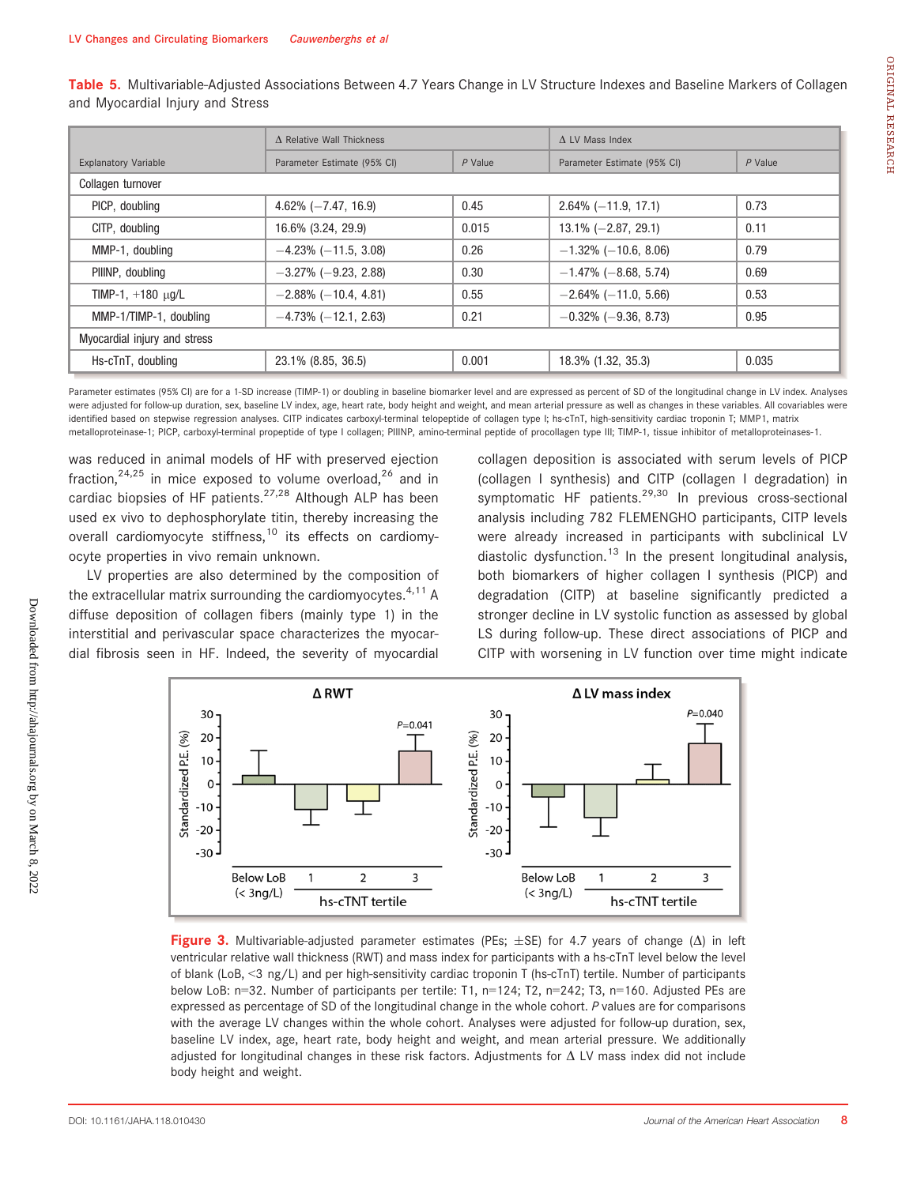**Table 5.** Multivariable-Adjusted Associations Between 4.7 Years Change in LV Structure Indexes and Baseline Markers of Collagen and Myocardial Injury and Stress

| Explanatory Variable | Δ Relative Wall Thickness | | Δ LV Mass Index | |
|---|---|---|---|---|
| | Parameter Estimate (95% CI) | P Value | Parameter Estimate (95% CI) | P Value |
| Collagen turnover | | | | |
| PICP, doubling | 4.62% (−7.47, 16.9) | 0.45 | 2.64% (−11.9, 17.1) | 0.73 |
| CITP, doubling | 16.6% (3.24, 29.9) | 0.015 | 13.1% (−2.87, 29.1) | 0.11 |
| MMP-1, doubling | −4.23% (−11.5, 3.08) | 0.26 | −1.32% (−10.6, 8.06) | 0.79 |
| PIIINP, doubling | −3.27% (−9.23, 2.88) | 0.30 | −1.47% (−8.68, 5.74) | 0.69 |
| TIMP-1, +180 μg/L | −2.88% (−10.4, 4.81) | 0.55 | −2.64% (−11.0, 5.66) | 0.53 |
| MMP-1/TIMP-1, doubling | −4.73% (−12.1, 2.63) | 0.21 | −0.32% (−9.36, 8.73) | 0.95 |
| Myocardial injury and stress | | | | |
| Hs-cTnT, doubling | 23.1% (8.85, 36.5) | 0.001 | 18.3% (1.32, 35.3) | 0.035 |

Parameter estimates (95% CI) are for a 1-SD increase (TIMP-1) or doubling in baseline biomarker level and are expressed as percent of SD of the longitudinal change in LV index. Analyses were adjusted for follow-up duration, sex, baseline LV index, age, heart rate, body height and weight, and mean arterial pressure as well as changes in these variables. All covariables were identified based on stepwise regression analyses. CITP indicates carboxyl-terminal telopeptide of collagen type I; hs-cTnT, high-sensitivity cardiac troponin T; MMP1, matrix metalloproteinase-1; PICP, carboxyl-terminal propeptide of type I collagen; PIIINP, amino-terminal peptide of procollagen type III; TIMP-1, tissue inhibitor of metalloproteinases-1.

was reduced in animal models of HF with preserved ejection fraction,[24,25] in mice exposed to volume overload,[26] and in cardiac biopsies of HF patients.[27,28] Although ALP has been used ex vivo to dephosphorylate titin, thereby increasing the overall cardiomyocyte stiffness,[10] its effects on cardiomyocyte properties in vivo remain unknown.

LV properties are also determined by the composition of the extracellular matrix surrounding the cardiomyocytes.[4,11] A diffuse deposition of collagen fibers (mainly type 1) in the interstitial and perivascular space characterizes the myocardial fibrosis seen in HF. Indeed, the severity of myocardial collagen deposition is associated with serum levels of PICP (collagen I synthesis) and CITP (collagen I degradation) in symptomatic HF patients.[29,30] In previous cross-sectional analysis including 782 FLEMENGHO participants, CITP levels were already increased in participants with subclinical LV diastolic dysfunction.[13] In the present longitudinal analysis, both biomarkers of higher collagen I synthesis (PICP) and degradation (CITP) at baseline significantly predicted a stronger decline in LV systolic function as assessed by global LS during follow-up. These direct associations of PICP and CITP with worsening in LV function over time might indicate

**Figure 3.** Multivariable-adjusted parameter estimates (PEs; ±SE) for 4.7 years of change (Δ) in left ventricular relative wall thickness (RWT) and mass index for participants with a hs-cTnT level below the level of blank (LoB, <3 ng/L) and per high-sensitivity cardiac troponin T (hs-cTnT) tertile. Number of participants below LoB: n=32. Number of participants per tertile: T1, n=124; T2, n=242; T3, n=160. Adjusted PEs are expressed as percentage of SD of the longitudinal change in the whole cohort. *P* values are for comparisons with the average LV changes within the whole cohort. Analyses were adjusted for follow-up duration, sex, baseline LV index, age, heart rate, body height and weight, and mean arterial pressure. We additionally adjusted for longitudinal changes in these risk factors. Adjustments for Δ LV mass index did not include body height and weight.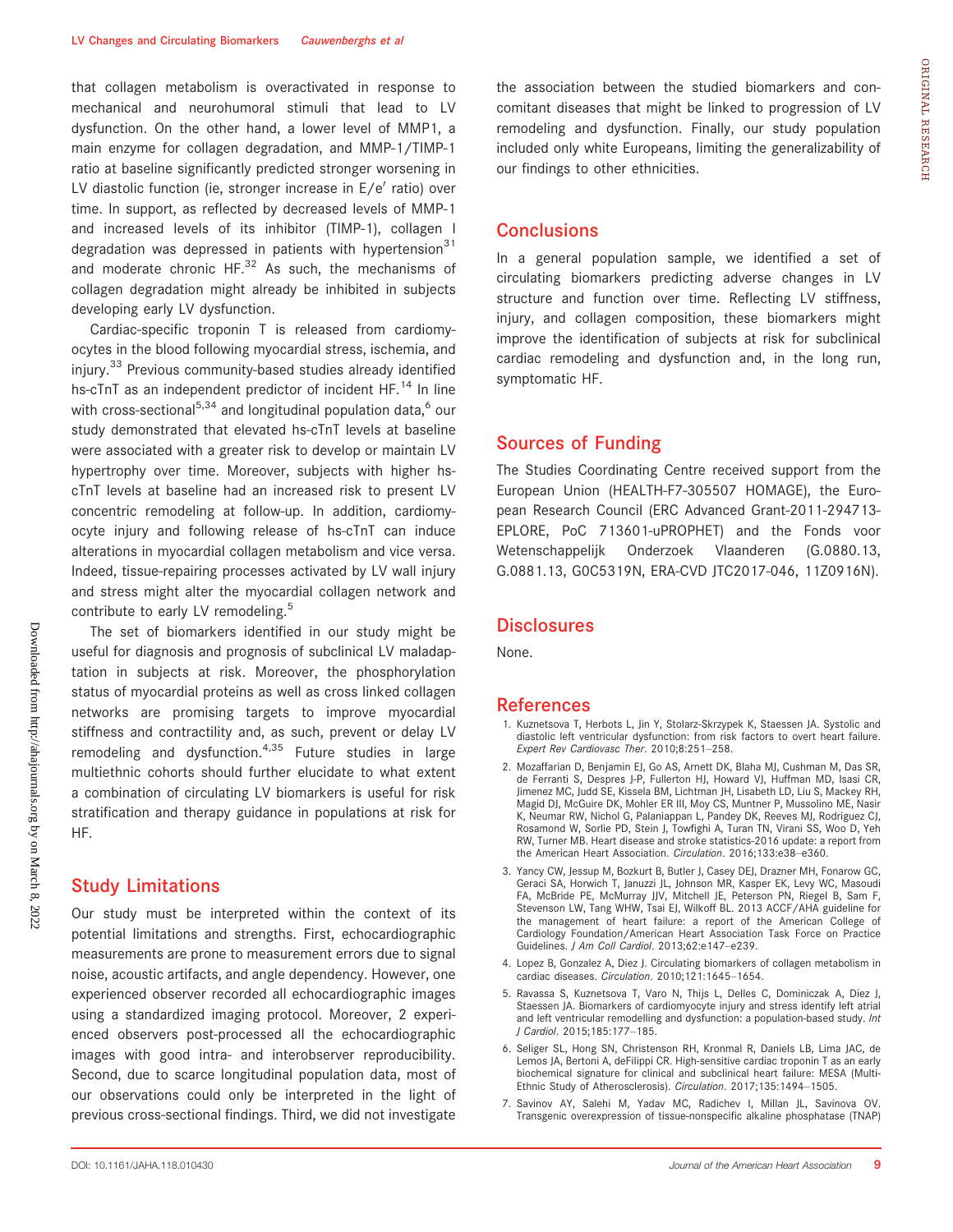that collagen metabolism is overactivated in response to mechanical and neurohumoral stimuli that lead to LV dysfunction. On the other hand, a lower level of MMP1, a main enzyme for collagen degradation, and MMP-1/TIMP-1 ratio at baseline significantly predicted stronger worsening in LV diastolic function (ie, stronger increase in E/e′ ratio) over time. In support, as reflected by decreased levels of MMP-1 and increased levels of its inhibitor (TIMP-1), collagen I degradation was depressed in patients with hypertension[31] and moderate chronic HF.[32] As such, the mechanisms of collagen degradation might already be inhibited in subjects developing early LV dysfunction.

Cardiac-specific troponin T is released from cardiomyocytes in the blood following myocardial stress, ischemia, and injury.[33] Previous community-based studies already identified hs-cTnT as an independent predictor of incident HF.[14] In line with cross-sectional[5,34] and longitudinal population data,[6] our study demonstrated that elevated hs-cTnT levels at baseline were associated with a greater risk to develop or maintain LV hypertrophy over time. Moreover, subjects with higher hs-cTnT levels at baseline had an increased risk to present LV concentric remodeling at follow-up. In addition, cardiomyocyte injury and following release of hs-cTnT can induce alterations in myocardial collagen metabolism and vice versa. Indeed, tissue-repairing processes activated by LV wall injury and stress might alter the myocardial collagen network and contribute to early LV remodeling.[5]

The set of biomarkers identified in our study might be useful for diagnosis and prognosis of subclinical LV maladaptation in subjects at risk. Moreover, the phosphorylation status of myocardial proteins as well as cross linked collagen networks are promising targets to improve myocardial stiffness and contractility and, as such, prevent or delay LV remodeling and dysfunction.[4,35] Future studies in large multiethnic cohorts should further elucidate to what extent a combination of circulating LV biomarkers is useful for risk stratification and therapy guidance in populations at risk for HF.

## Study Limitations

Our study must be interpreted within the context of its potential limitations and strengths. First, echocardiographic measurements are prone to measurement errors due to signal noise, acoustic artifacts, and angle dependency. However, one experienced observer recorded all echocardiographic images using a standardized imaging protocol. Moreover, 2 experienced observers post-processed all the echocardiographic images with good intra- and interobserver reproducibility. Second, due to scarce longitudinal population data, most of our observations could only be interpreted in the light of previous cross-sectional findings. Third, we did not investigate the association between the studied biomarkers and concomitant diseases that might be linked to progression of LV remodeling and dysfunction. Finally, our study population included only white Europeans, limiting the generalizability of our findings to other ethnicities.

## Conclusions

In a general population sample, we identified a set of circulating biomarkers predicting adverse changes in LV structure and function over time. Reflecting LV stiffness, injury, and collagen composition, these biomarkers might improve the identification of subjects at risk for subclinical cardiac remodeling and dysfunction and, in the long run, symptomatic HF.

## Sources of Funding

The Studies Coordinating Centre received support from the European Union (HEALTH-F7-305507 HOMAGE), the European Research Council (ERC Advanced Grant-2011-294713-EPLORE, PoC 713601-uPROPHET) and the Fonds voor Wetenschappelijk Onderzoek Vlaanderen (G.0880.13, G.0881.13, G0C5319N, ERA-CVD JTC2017-046, 11Z0916N).

## Disclosures

None.

## References

1. Kuznetsova T, Herbots L, Jin Y, Stolarz-Skrzypek K, Staessen JA. Systolic and diastolic left ventricular dysfunction: from risk factors to overt heart failure. *Expert Rev Cardiovasc Ther*. 2010;8:251–258.
2. Mozaffarian D, Benjamin EJ, Go AS, Arnett DK, Blaha MJ, Cushman M, Das SR, de Ferranti S, Despres J-P, Fullerton HJ, Howard VJ, Huffman MD, Isasi CR, Jimenez MC, Judd SE, Kissela BM, Lichtman JH, Lisabeth LD, Liu S, Mackey RH, Magid DJ, McGuire DK, Mohler ER III, Moy CS, Muntner P, Mussolino ME, Nasir K, Neumar RW, Nichol G, Palaniappan L, Pandey DK, Reeves MJ, Rodriguez CJ, Rosamond W, Sorlie PD, Stein J, Towfighi A, Turan TN, Virani SS, Woo D, Yeh RW, Turner MB. Heart disease and stroke statistics-2016 update: a report from the American Heart Association. *Circulation*. 2016;133:e38–e360.
3. Yancy CW, Jessup M, Bozkurt B, Butler J, Casey DEJ, Drazner MH, Fonarow GC, Geraci SA, Horwich T, Januzzi JL, Johnson MR, Kasper EK, Levy WC, Masoudi FA, McBride PE, McMurray JJV, Mitchell JE, Peterson PN, Riegel B, Sam F, Stevenson LW, Tang WHW, Tsai EJ, Wilkoff BL. 2013 ACCF/AHA guideline for the management of heart failure: a report of the American College of Cardiology Foundation/American Heart Association Task Force on Practice Guidelines. *J Am Coll Cardiol*. 2013;62:e147–e239.
4. Lopez B, Gonzalez A, Diez J. Circulating biomarkers of collagen metabolism in cardiac diseases. *Circulation*. 2010;121:1645–1654.
5. Ravassa S, Kuznetsova T, Varo N, Thijs L, Delles C, Dominiczak A, Diez J, Staessen JA. Biomarkers of cardiomyocyte injury and stress identify left atrial and left ventricular remodelling and dysfunction: a population-based study. *Int J Cardiol*. 2015;185:177–185.
6. Seliger SL, Hong SN, Christenson RH, Kronmal R, Daniels LB, Lima JAC, de Lemos JA, Bertoni A, deFilippi CR. High-sensitive cardiac troponin T as an early biochemical signature for clinical and subclinical heart failure: MESA (Multi-Ethnic Study of Atherosclerosis). *Circulation*. 2017;135:1494–1505.
7. Savinov AY, Salehi M, Yadav MC, Radichev I, Millan JL, Savinova OV. Transgenic overexpression of tissue-nonspecific alkaline phosphatase (TNAP)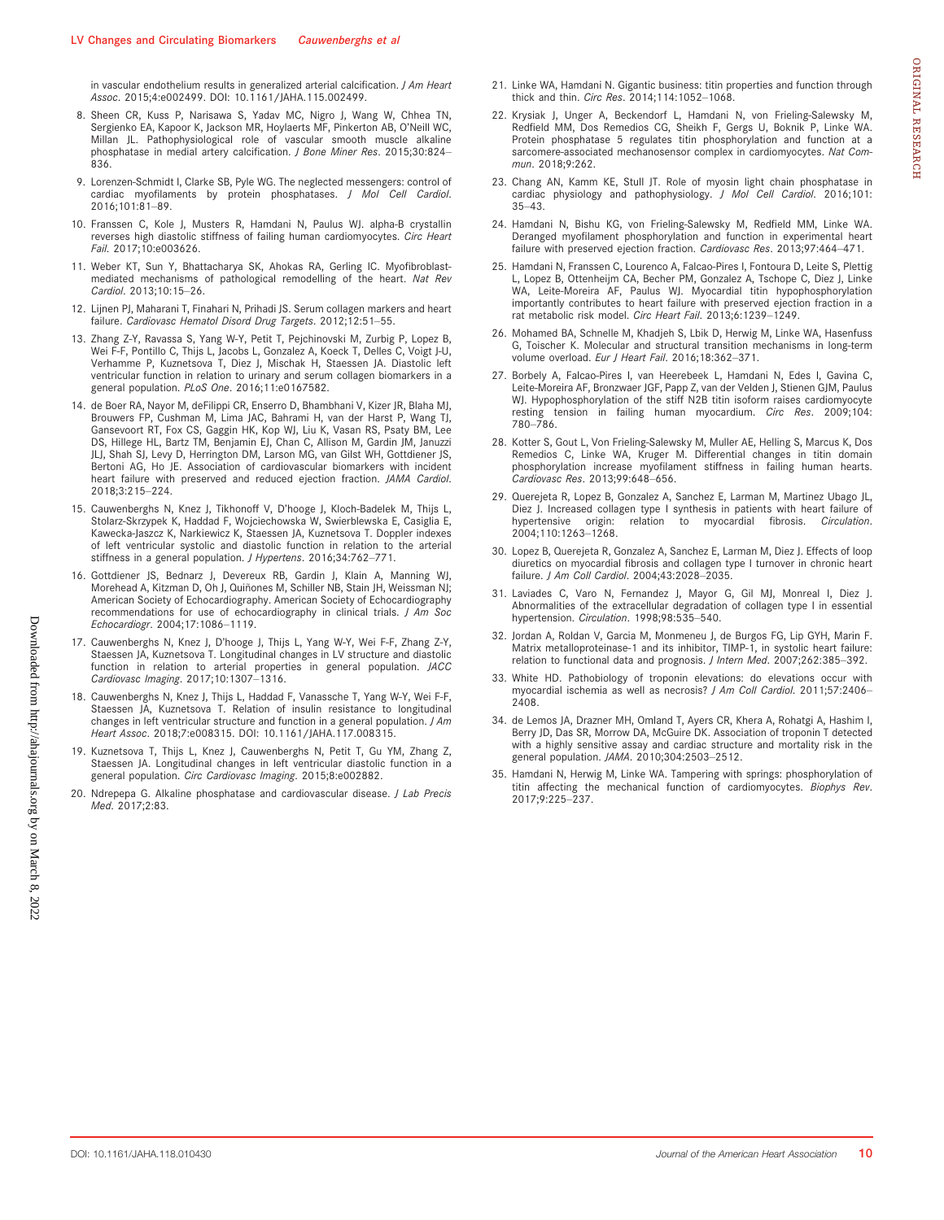in vascular endothelium results in generalized arterial calcification. *J Am Heart Assoc*. 2015;4:e002499. DOI: 10.1161/JAHA.115.002499.

8. Sheen CR, Kuss P, Narisawa S, Yadav MC, Nigro J, Wang W, Chhea TN, Sergienko EA, Kapoor K, Jackson MR, Hoylaerts MF, Pinkerton AB, O'Neill WC, Millan JL. Pathophysiological role of vascular smooth muscle alkaline phosphatase in medial artery calcification. *J Bone Miner Res*. 2015;30:824–836.
9. Lorenzen-Schmidt I, Clarke SB, Pyle WG. The neglected messengers: control of cardiac myofilaments by protein phosphatases. *J Mol Cell Cardiol*. 2016;101:81–89.
10. Franssen C, Kole J, Musters R, Hamdani N, Paulus WJ. alpha-B crystallin reverses high diastolic stiffness of failing human cardiomyocytes. *Circ Heart Fail*. 2017;10:e003626.
11. Weber KT, Sun Y, Bhattacharya SK, Ahokas RA, Gerling IC. Myofibroblast-mediated mechanisms of pathological remodelling of the heart. *Nat Rev Cardiol*. 2013;10:15–26.
12. Lijnen PJ, Maharani T, Finahari N, Prihadi JS. Serum collagen markers and heart failure. *Cardiovasc Hematol Disord Drug Targets*. 2012;12:51–55.
13. Zhang Z-Y, Ravassa S, Yang W-Y, Petit T, Pejchinovski M, Zurbig P, Lopez B, Wei F-F, Pontillo C, Thijs L, Jacobs L, Gonzalez A, Koeck T, Delles C, Voigt J-U, Verhamme P, Kuznetsova T, Diez J, Mischak H, Staessen JA. Diastolic left ventricular function in relation to urinary and serum collagen biomarkers in a general population. *PLoS One*. 2016;11:e0167582.
14. de Boer RA, Nayor M, deFilippi CR, Enserro D, Bhambhani V, Kizer JR, Blaha MJ, Brouwers FP, Cushman M, Lima JAC, Bahrami H, van der Harst P, Wang TJ, Gansevoort RT, Fox CS, Gaggin HK, Kop WJ, Liu K, Vasan RS, Psaty BM, Lee DS, Hillege HL, Bartz TM, Benjamin EJ, Chan C, Allison M, Gardin JM, Januzzi JLJ, Shah SJ, Levy D, Herrington DM, Larson MG, van Gilst WH, Gottdiener JS, Bertoni AG, Ho JE. Association of cardiovascular biomarkers with incident heart failure with preserved and reduced ejection fraction. *JAMA Cardiol*. 2018;3:215–224.
15. Cauwenberghs N, Knez J, Tikhonoff V, D'hooge J, Kloch-Badelek M, Thijs L, Stolarz-Skrzypek K, Haddad F, Wojciechowska W, Swierblewska E, Casiglia E, Kawecka-Jaszcz K, Narkiewicz K, Staessen JA, Kuznetsova T. Doppler indexes of left ventricular systolic and diastolic function in relation to the arterial stiffness in a general population. *J Hypertens*. 2016;34:762–771.
16. Gottdiener JS, Bednarz J, Devereux RB, Gardin J, Klain A, Manning WJ, Morehead A, Kitzman D, Oh J, Quiñones M, Schiller NB, Stain JH, Weissman NJ; American Society of Echocardiography. American Society of Echocardiography recommendations for use of echocardiography in clinical trials. *J Am Soc Echocardiogr*. 2004;17:1086–1119.
17. Cauwenberghs N, Knez J, D'hooge J, Thijs L, Yang W-Y, Wei F-F, Zhang Z-Y, Staessen JA, Kuznetsova T. Longitudinal changes in LV structure and diastolic function in relation to arterial properties in general population. *JACC Cardiovasc Imaging*. 2017;10:1307–1316.
18. Cauwenberghs N, Knez J, Thijs L, Haddad F, Vanassche T, Yang W-Y, Wei F-F, Staessen JA, Kuznetsova T. Relation of insulin resistance to longitudinal changes in left ventricular structure and function in a general population. *J Am Heart Assoc*. 2018;7:e008315. DOI: 10.1161/JAHA.117.008315.
19. Kuznetsova T, Thijs L, Knez J, Cauwenberghs N, Petit T, Gu YM, Zhang Z, Staessen JA. Longitudinal changes in left ventricular diastolic function in a general population. *Circ Cardiovasc Imaging*. 2015;8:e002882.
20. Ndrepepa G. Alkaline phosphatase and cardiovascular disease. *J Lab Precis Med*. 2017;2:83.
21. Linke WA, Hamdani N. Gigantic business: titin properties and function through thick and thin. *Circ Res*. 2014;114:1052–1068.
22. Krysiak J, Unger A, Beckendorf L, Hamdani N, von Frieling-Salewsky M, Redfield MM, Dos Remedios CG, Sheikh F, Gergs U, Boknik P, Linke WA. Protein phosphatase 5 regulates titin phosphorylation and function at a sarcomere-associated mechanosensor complex in cardiomyocytes. *Nat Commun*. 2018;9:262.
23. Chang AN, Kamm KE, Stull JT. Role of myosin light chain phosphatase in cardiac physiology and pathophysiology. *J Mol Cell Cardiol*. 2016;101:35–43.
24. Hamdani N, Bishu KG, von Frieling-Salewsky M, Redfield MM, Linke WA. Deranged myofilament phosphorylation and function in experimental heart failure with preserved ejection fraction. *Cardiovasc Res*. 2013;97:464–471.
25. Hamdani N, Franssen C, Lourenco A, Falcao-Pires I, Fontoura D, Leite S, Plettig L, Lopez B, Ottenheijm CA, Becher PM, Gonzalez A, Tschope C, Diez J, Linke WA, Leite-Moreira AF, Paulus WJ. Myocardial titin hypophosphorylation importantly contributes to heart failure with preserved ejection fraction in a rat metabolic risk model. *Circ Heart Fail*. 2013;6:1239–1249.
26. Mohamed BA, Schnelle M, Khadjeh S, Lbik D, Herwig M, Linke WA, Hasenfuss G, Toischer K. Molecular and structural transition mechanisms in long-term volume overload. *Eur J Heart Fail*. 2016;18:362–371.
27. Borbely A, Falcao-Pires I, van Heerebeek L, Hamdani N, Edes I, Gavina C, Leite-Moreira AF, Bronzwaer JGF, Papp Z, van der Velden J, Stienen GJM, Paulus WJ. Hypophosphorylation of the stiff N2B titin isoform raises cardiomyocyte resting tension in failing human myocardium. *Circ Res*. 2009;104:780–786.
28. Kotter S, Gout L, Von Frieling-Salewsky M, Muller AE, Helling S, Marcus K, Dos Remedios C, Linke WA, Kruger M. Differential changes in titin domain phosphorylation increase myofilament stiffness in failing human hearts. *Cardiovasc Res*. 2013;99:648–656.
29. Querejeta R, Lopez B, Gonzalez A, Sanchez E, Larman M, Martinez Ubago JL, Diez J. Increased collagen type I synthesis in patients with heart failure of hypertensive origin: relation to myocardial fibrosis. *Circulation*. 2004;110:1263–1268.
30. Lopez B, Querejeta R, Gonzalez A, Sanchez E, Larman M, Diez J. Effects of loop diuretics on myocardial fibrosis and collagen type I turnover in chronic heart failure. *J Am Coll Cardiol*. 2004;43:2028–2035.
31. Laviades C, Varo N, Fernandez J, Mayor G, Gil MJ, Monreal I, Diez J. Abnormalities of the extracellular degradation of collagen type I in essential hypertension. *Circulation*. 1998;98:535–540.
32. Jordan A, Roldan V, Garcia M, Monmeneu J, de Burgos FG, Lip GYH, Marin F. Matrix metalloproteinase-1 and its inhibitor, TIMP-1, in systolic heart failure: relation to functional data and prognosis. *J Intern Med*. 2007;262:385–392.
33. White HD. Pathobiology of troponin elevations: do elevations occur with myocardial ischemia as well as necrosis? *J Am Coll Cardiol*. 2011;57:2406–2408.
34. de Lemos JA, Drazner MH, Omland T, Ayers CR, Khera A, Rohatgi A, Hashim I, Berry JD, Das SR, Morrow DA, McGuire DK. Association of troponin T detected with a highly sensitive assay and cardiac structure and mortality risk in the general population. *JAMA*. 2010;304:2503–2512.
35. Hamdani N, Herwig M, Linke WA. Tampering with springs: phosphorylation of titin affecting the mechanical function of cardiomyocytes. *Biophys Rev*. 2017;9:225–237.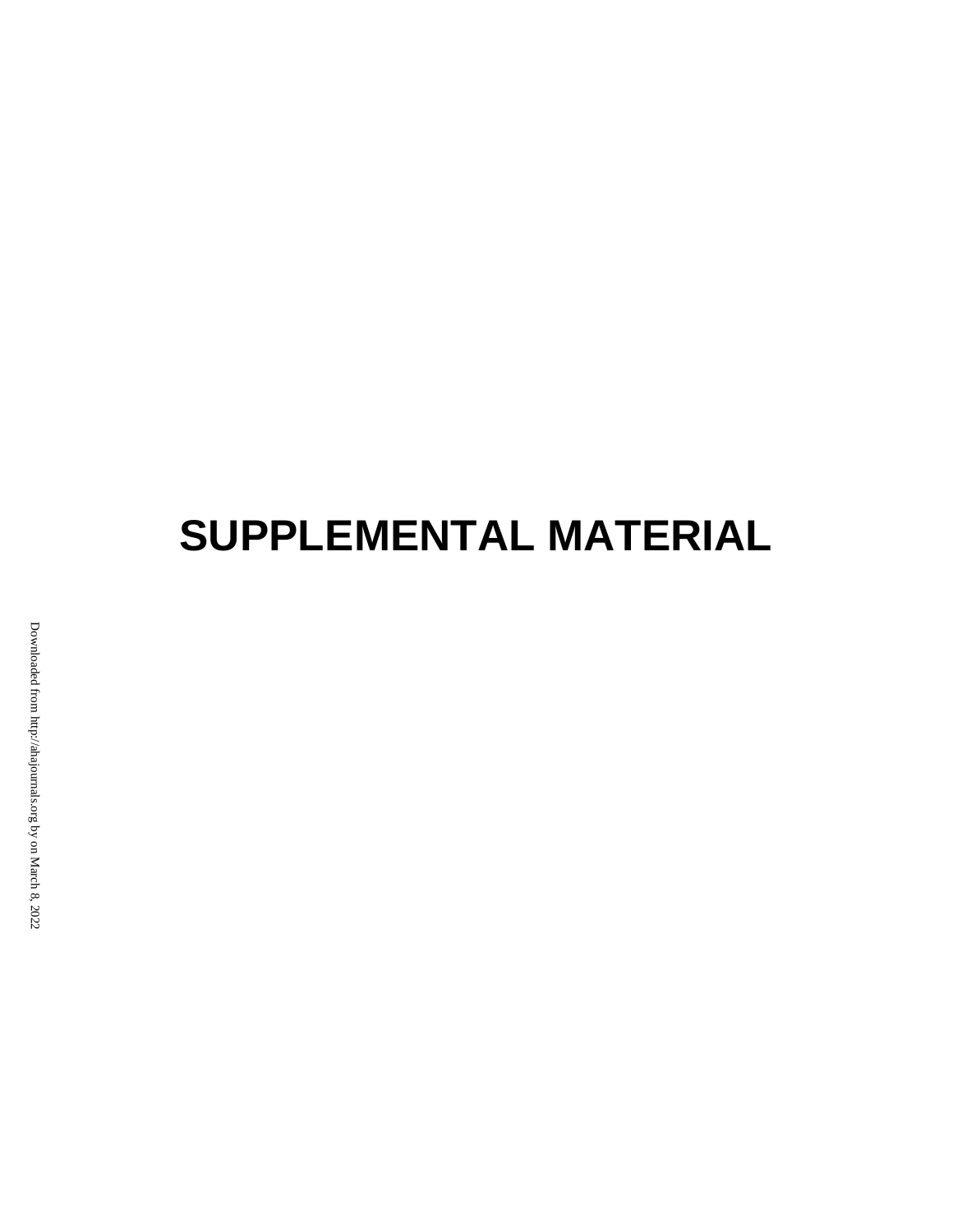# SUPPLEMENTAL MATERIAL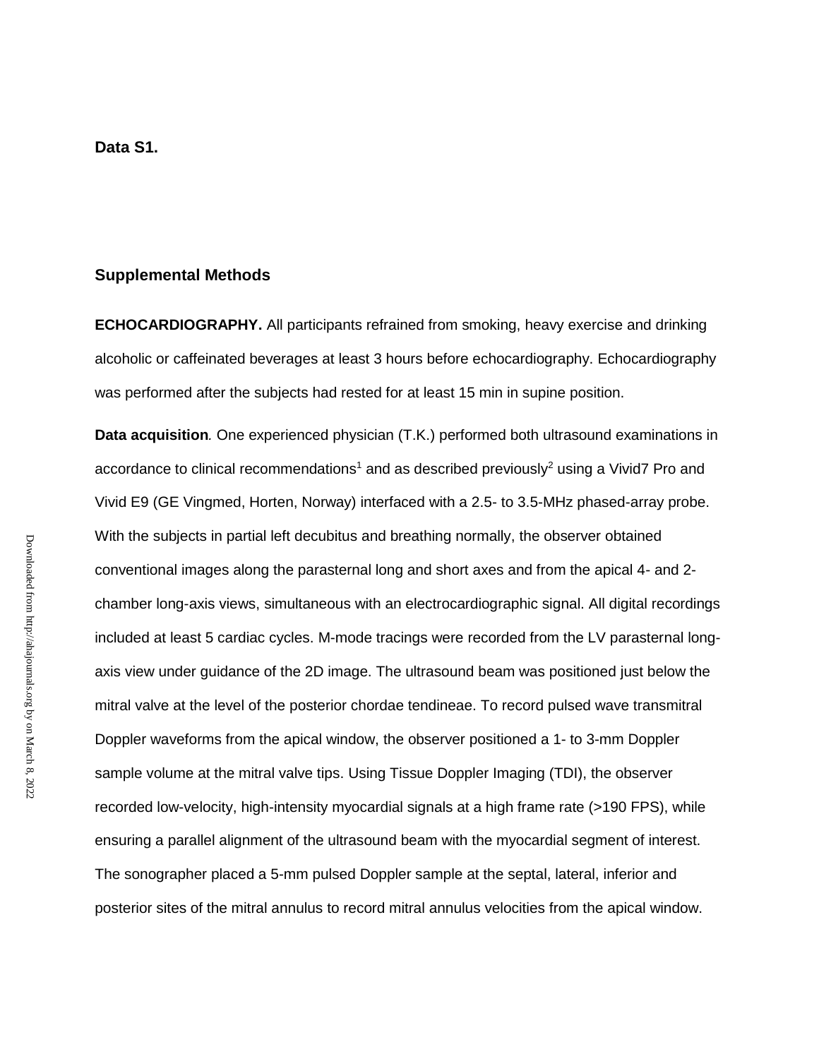**Data S1.**

## Supplemental Methods

**ECHOCARDIOGRAPHY.** All participants refrained from smoking, heavy exercise and drinking alcoholic or caffeinated beverages at least 3 hours before echocardiography. Echocardiography was performed after the subjects had rested for at least 15 min in supine position.

**Data acquisition***.* One experienced physician (T.K.) performed both ultrasound examinations in accordance to clinical recommendations[1] and as described previously[2] using a Vivid7 Pro and Vivid E9 (GE Vingmed, Horten, Norway) interfaced with a 2.5- to 3.5-MHz phased-array probe. With the subjects in partial left decubitus and breathing normally, the observer obtained conventional images along the parasternal long and short axes and from the apical 4- and 2-chamber long-axis views, simultaneous with an electrocardiographic signal. All digital recordings included at least 5 cardiac cycles. M-mode tracings were recorded from the LV parasternal long-axis view under guidance of the 2D image. The ultrasound beam was positioned just below the mitral valve at the level of the posterior chordae tendineae. To record pulsed wave transmitral Doppler waveforms from the apical window, the observer positioned a 1- to 3-mm Doppler sample volume at the mitral valve tips. Using Tissue Doppler Imaging (TDI), the observer recorded low-velocity, high-intensity myocardial signals at a high frame rate (>190 FPS), while ensuring a parallel alignment of the ultrasound beam with the myocardial segment of interest. The sonographer placed a 5-mm pulsed Doppler sample at the septal, lateral, inferior and posterior sites of the mitral annulus to record mitral annulus velocities from the apical window.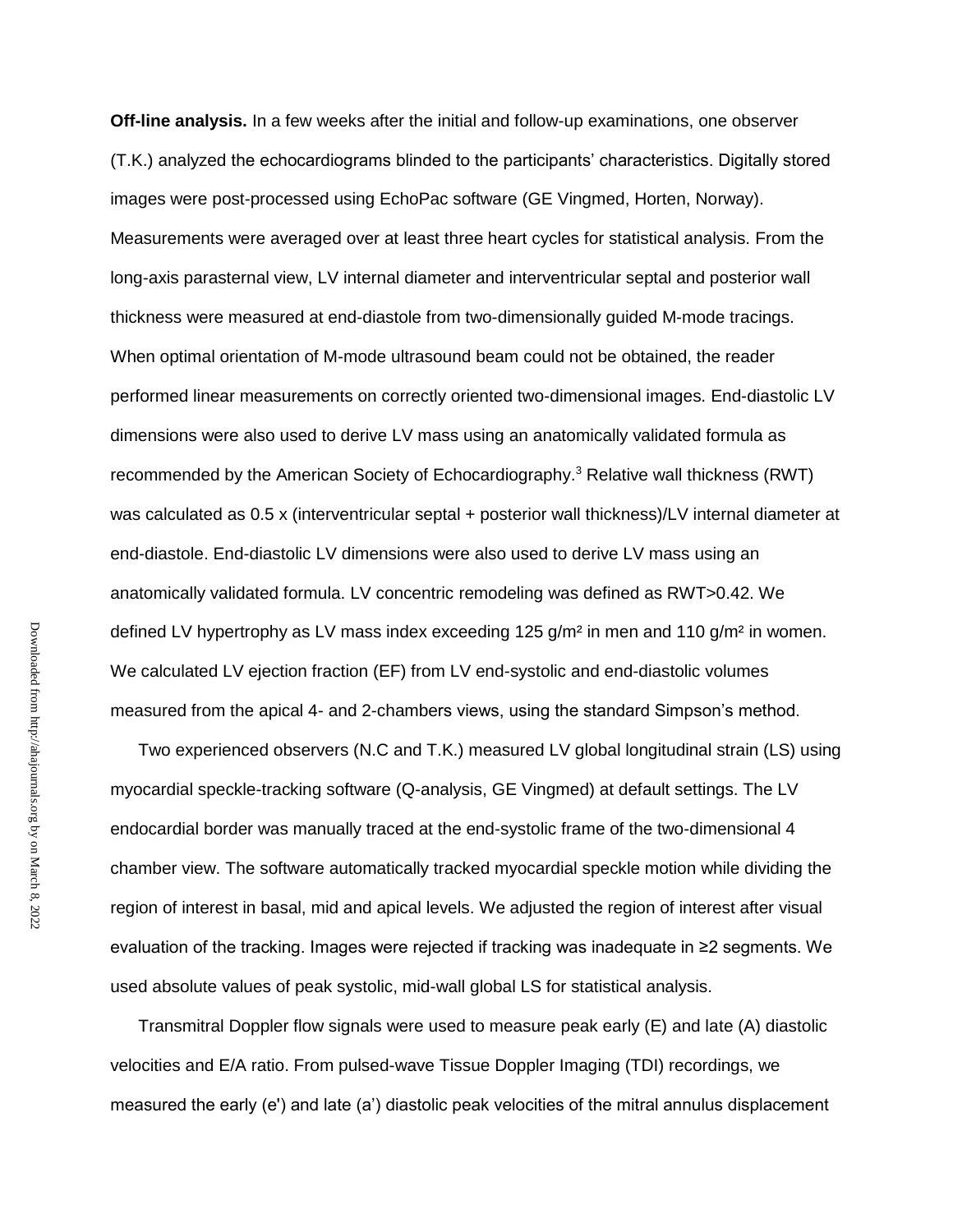**Off-line analysis.** In a few weeks after the initial and follow-up examinations, one observer (T.K.) analyzed the echocardiograms blinded to the participants' characteristics. Digitally stored images were post-processed using EchoPac software (GE Vingmed, Horten, Norway). Measurements were averaged over at least three heart cycles for statistical analysis. From the long-axis parasternal view, LV internal diameter and interventricular septal and posterior wall thickness were measured at end-diastole from two-dimensionally guided M-mode tracings. When optimal orientation of M-mode ultrasound beam could not be obtained, the reader performed linear measurements on correctly oriented two-dimensional images. End-diastolic LV dimensions were also used to derive LV mass using an anatomically validated formula as recommended by the American Society of Echocardiography.[3] Relative wall thickness (RWT) was calculated as 0.5 x (interventricular septal + posterior wall thickness)/LV internal diameter at end-diastole. End-diastolic LV dimensions were also used to derive LV mass using an anatomically validated formula. LV concentric remodeling was defined as RWT>0.42. We defined LV hypertrophy as LV mass index exceeding 125 g/m² in men and 110 g/m² in women. We calculated LV ejection fraction (EF) from LV end-systolic and end-diastolic volumes measured from the apical 4- and 2-chambers views, using the standard Simpson's method.

Two experienced observers (N.C and T.K.) measured LV global longitudinal strain (LS) using myocardial speckle-tracking software (Q-analysis, GE Vingmed) at default settings. The LV endocardial border was manually traced at the end-systolic frame of the two-dimensional 4 chamber view. The software automatically tracked myocardial speckle motion while dividing the region of interest in basal, mid and apical levels. We adjusted the region of interest after visual evaluation of the tracking. Images were rejected if tracking was inadequate in ≥2 segments. We used absolute values of peak systolic, mid-wall global LS for statistical analysis.

Transmitral Doppler flow signals were used to measure peak early (E) and late (A) diastolic velocities and E/A ratio. From pulsed-wave Tissue Doppler Imaging (TDI) recordings, we measured the early (e') and late (a') diastolic peak velocities of the mitral annulus displacement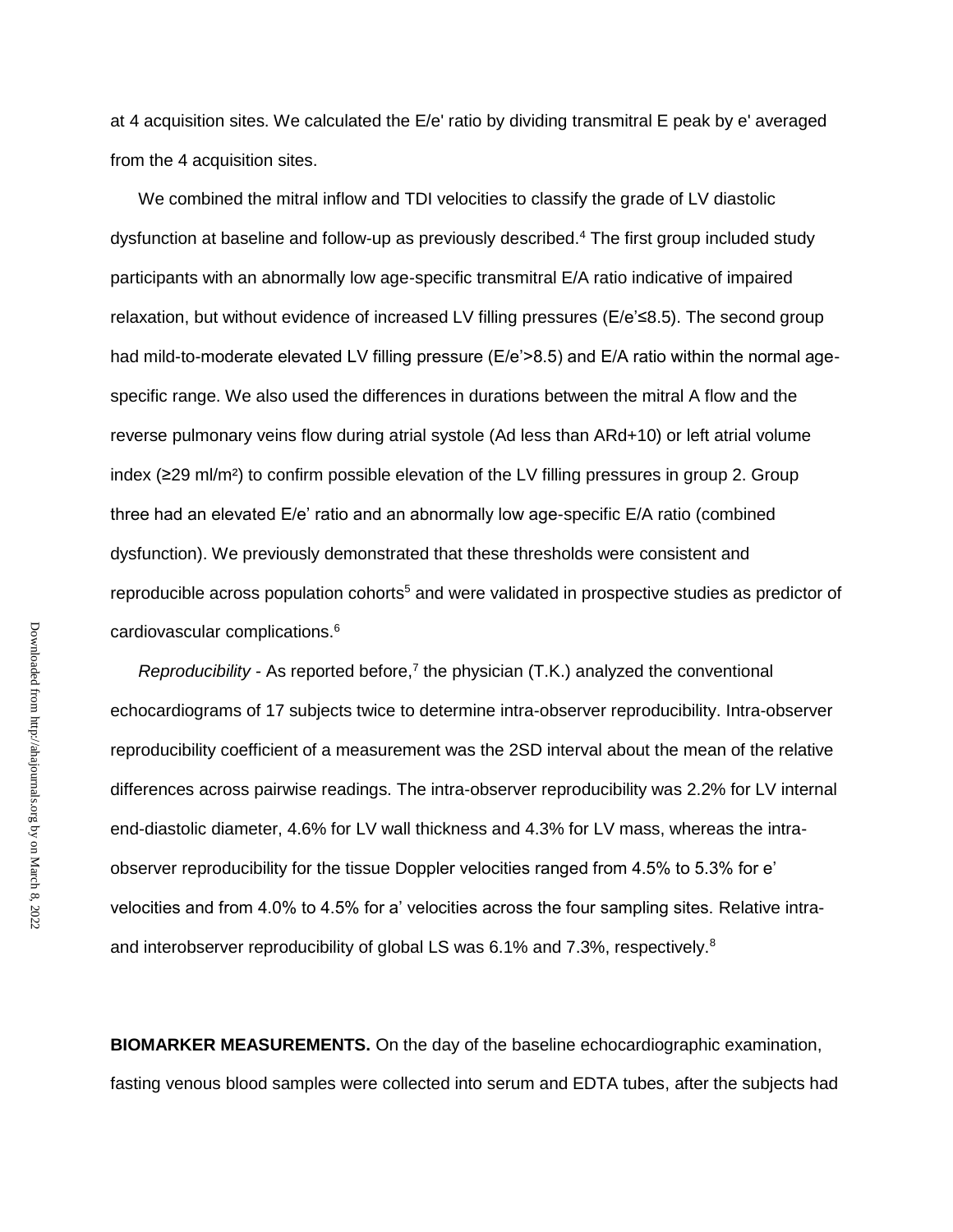at 4 acquisition sites. We calculated the E/e' ratio by dividing transmitral E peak by e' averaged from the 4 acquisition sites.

We combined the mitral inflow and TDI velocities to classify the grade of LV diastolic dysfunction at baseline and follow-up as previously described.[4] The first group included study participants with an abnormally low age-specific transmitral E/A ratio indicative of impaired relaxation, but without evidence of increased LV filling pressures (E/e'≤8.5). The second group had mild-to-moderate elevated LV filling pressure (E/e'>8.5) and E/A ratio within the normal age-specific range. We also used the differences in durations between the mitral A flow and the reverse pulmonary veins flow during atrial systole (Ad less than ARd+10) or left atrial volume index (≥29 ml/m²) to confirm possible elevation of the LV filling pressures in group 2. Group three had an elevated E/e' ratio and an abnormally low age-specific E/A ratio (combined dysfunction). We previously demonstrated that these thresholds were consistent and reproducible across population cohorts[5] and were validated in prospective studies as predictor of cardiovascular complications.[6]

*Reproducibility* - As reported before,[7] the physician (T.K.) analyzed the conventional echocardiograms of 17 subjects twice to determine intra-observer reproducibility. Intra-observer reproducibility coefficient of a measurement was the 2SD interval about the mean of the relative differences across pairwise readings. The intra-observer reproducibility was 2.2% for LV internal end-diastolic diameter, 4.6% for LV wall thickness and 4.3% for LV mass, whereas the intra-observer reproducibility for the tissue Doppler velocities ranged from 4.5% to 5.3% for e' velocities and from 4.0% to 4.5% for a' velocities across the four sampling sites. Relative intra- and interobserver reproducibility of global LS was 6.1% and 7.3%, respectively.[8]

**BIOMARKER MEASUREMENTS.** On the day of the baseline echocardiographic examination, fasting venous blood samples were collected into serum and EDTA tubes, after the subjects had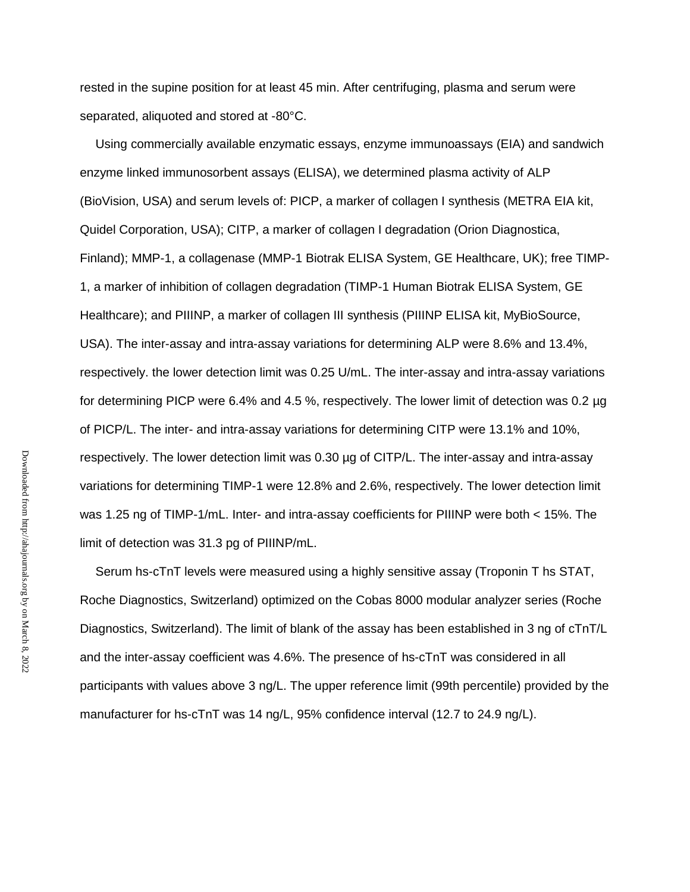rested in the supine position for at least 45 min. After centrifuging, plasma and serum were separated, aliquoted and stored at -80°C.

Using commercially available enzymatic essays, enzyme immunoassays (EIA) and sandwich enzyme linked immunosorbent assays (ELISA), we determined plasma activity of ALP (BioVision, USA) and serum levels of: PICP, a marker of collagen I synthesis (METRA EIA kit, Quidel Corporation, USA); CITP, a marker of collagen I degradation (Orion Diagnostica, Finland); MMP-1, a collagenase (MMP-1 Biotrak ELISA System, GE Healthcare, UK); free TIMP-1, a marker of inhibition of collagen degradation (TIMP-1 Human Biotrak ELISA System, GE Healthcare); and PIIINP, a marker of collagen III synthesis (PIIINP ELISA kit, MyBioSource, USA). The inter-assay and intra-assay variations for determining ALP were 8.6% and 13.4%, respectively. the lower detection limit was 0.25 U/mL. The inter-assay and intra-assay variations for determining PICP were 6.4% and 4.5 %, respectively. The lower limit of detection was 0.2 µg of PICP/L. The inter- and intra-assay variations for determining CITP were 13.1% and 10%, respectively. The lower detection limit was 0.30 µg of CITP/L. The inter-assay and intra-assay variations for determining TIMP-1 were 12.8% and 2.6%, respectively. The lower detection limit was 1.25 ng of TIMP-1/mL. Inter- and intra-assay coefficients for PIIINP were both < 15%. The limit of detection was 31.3 pg of PIIINP/mL.

Serum hs-cTnT levels were measured using a highly sensitive assay (Troponin T hs STAT, Roche Diagnostics, Switzerland) optimized on the Cobas 8000 modular analyzer series (Roche Diagnostics, Switzerland). The limit of blank of the assay has been established in 3 ng of cTnT/L and the inter-assay coefficient was 4.6%. The presence of hs-cTnT was considered in all participants with values above 3 ng/L. The upper reference limit (99th percentile) provided by the manufacturer for hs-cTnT was 14 ng/L, 95% confidence interval (12.7 to 24.9 ng/L).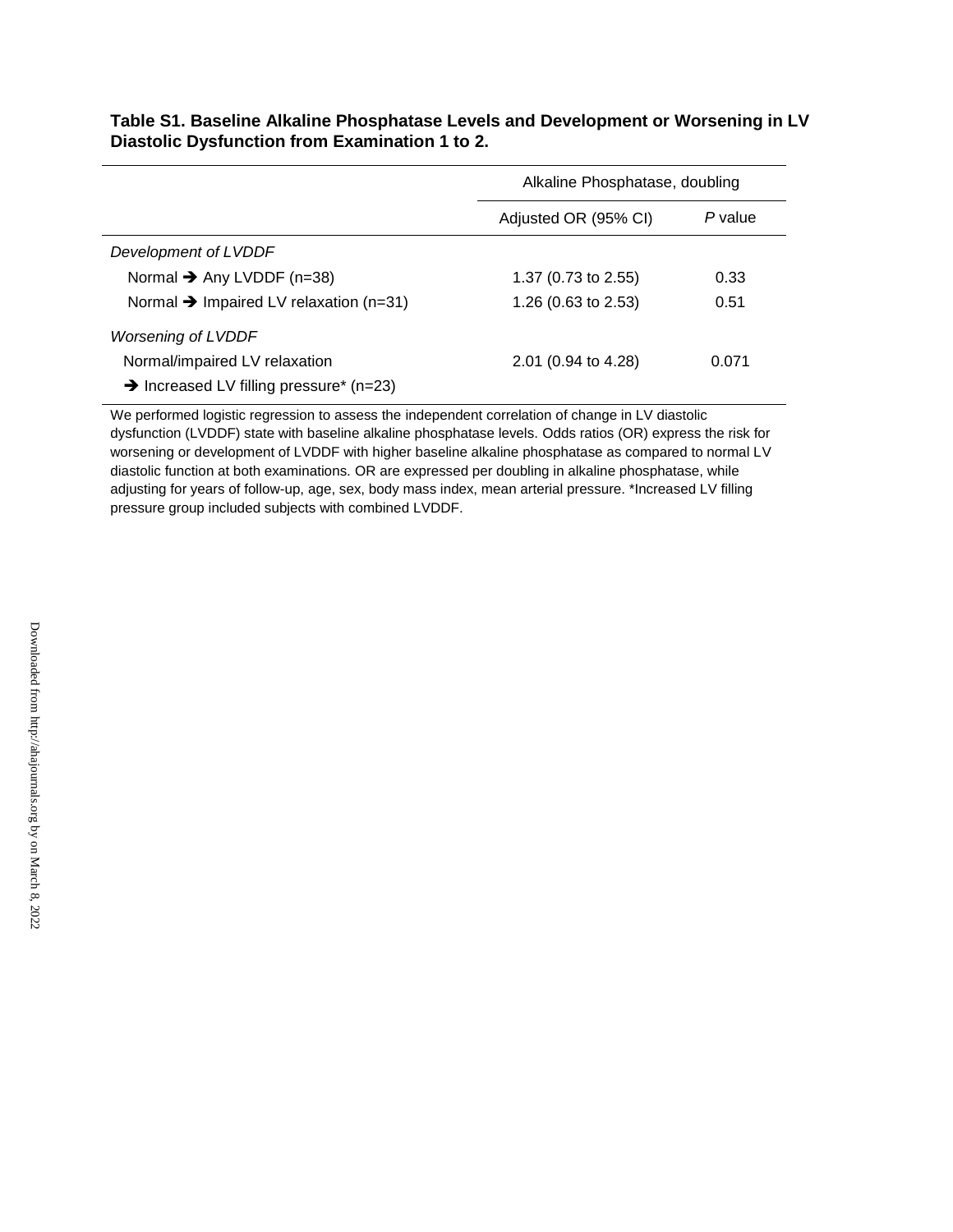**Table S1. Baseline Alkaline Phosphatase Levels and Development or Worsening in LV Diastolic Dysfunction from Examination 1 to 2.**

| | Alkaline Phosphatase, doubling | |
|---|---|---|
| | Adjusted OR (95% CI) | *P* value |
| *Development of LVDDF* | | |
| Normal ➔ Any LVDDF (n=38) | 1.37 (0.73 to 2.55) | 0.33 |
| Normal ➔ Impaired LV relaxation (n=31) | 1.26 (0.63 to 2.53) | 0.51 |
| *Worsening of LVDDF* | | |
| Normal/impaired LV relaxation ➔ Increased LV filling pressure* (n=23) | 2.01 (0.94 to 4.28) | 0.071 |

We performed logistic regression to assess the independent correlation of change in LV diastolic dysfunction (LVDDF) state with baseline alkaline phosphatase levels. Odds ratios (OR) express the risk for worsening or development of LVDDF with higher baseline alkaline phosphatase as compared to normal LV diastolic function at both examinations. OR are expressed per doubling in alkaline phosphatase, while adjusting for years of follow-up, age, sex, body mass index, mean arterial pressure. *Increased LV filling pressure group included subjects with combined LVDDF.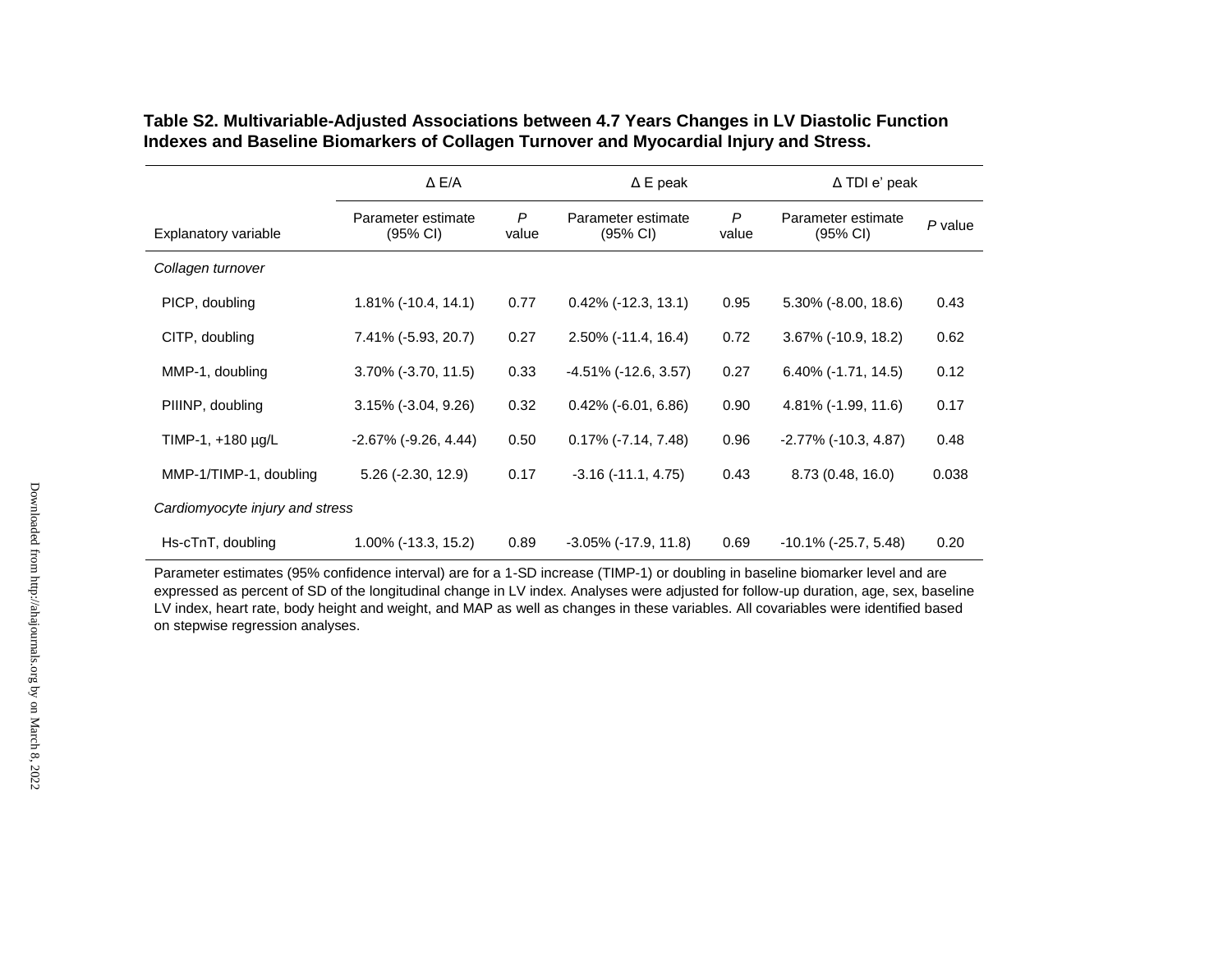**Table S2. Multivariable-Adjusted Associations between 4.7 Years Changes in LV Diastolic Function Indexes and Baseline Biomarkers of Collagen Turnover and Myocardial Injury and Stress.**

| | Δ E/A | | Δ E peak | | Δ TDI e' peak | |
|---|---|---|---|---|---|---|
| Explanatory variable | Parameter estimate (95% CI) | *P* value | Parameter estimate (95% CI) | *P* value | Parameter estimate (95% CI) | *P* value |
| *Collagen turnover* | | | | | | |
| PICP, doubling | 1.81% (-10.4, 14.1) | 0.77 | 0.42% (-12.3, 13.1) | 0.95 | 5.30% (-8.00, 18.6) | 0.43 |
| CITP, doubling | 7.41% (-5.93, 20.7) | 0.27 | 2.50% (-11.4, 16.4) | 0.72 | 3.67% (-10.9, 18.2) | 0.62 |
| MMP-1, doubling | 3.70% (-3.70, 11.5) | 0.33 | -4.51% (-12.6, 3.57) | 0.27 | 6.40% (-1.71, 14.5) | 0.12 |
| PIIINP, doubling | 3.15% (-3.04, 9.26) | 0.32 | 0.42% (-6.01, 6.86) | 0.90 | 4.81% (-1.99, 11.6) | 0.17 |
| TIMP-1, +180 µg/L | -2.67% (-9.26, 4.44) | 0.50 | 0.17% (-7.14, 7.48) | 0.96 | -2.77% (-10.3, 4.87) | 0.48 |
| MMP-1/TIMP-1, doubling | 5.26 (-2.30, 12.9) | 0.17 | -3.16 (-11.1, 4.75) | 0.43 | 8.73 (0.48, 16.0) | 0.038 |
| *Cardiomyocyte injury and stress* | | | | | | |
| Hs-cTnT, doubling | 1.00% (-13.3, 15.2) | 0.89 | -3.05% (-17.9, 11.8) | 0.69 | -10.1% (-25.7, 5.48) | 0.20 |

Parameter estimates (95% confidence interval) are for a 1-SD increase (TIMP-1) or doubling in baseline biomarker level and are expressed as percent of SD of the longitudinal change in LV index. Analyses were adjusted for follow-up duration, age, sex, baseline LV index, heart rate, body height and weight, and MAP as well as changes in these variables. All covariables were identified based on stepwise regression analyses.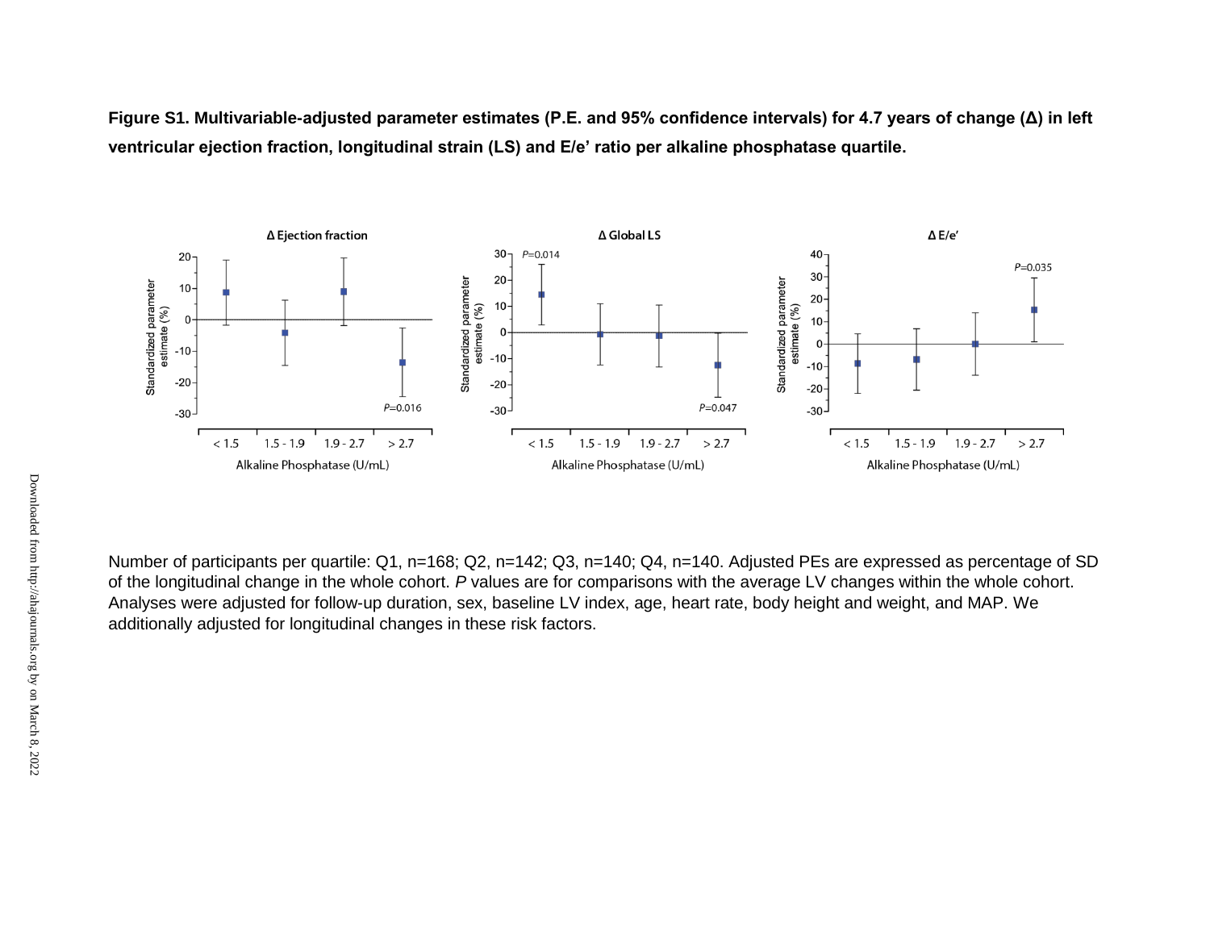**Figure S1. Multivariable-adjusted parameter estimates (P.E. and 95% confidence intervals) for 4.7 years of change (Δ) in left ventricular ejection fraction, longitudinal strain (LS) and E/e' ratio per alkaline phosphatase quartile.**

Number of participants per quartile: Q1, n=168; Q2, n=142; Q3, n=140; Q4, n=140. Adjusted PEs are expressed as percentage of SD of the longitudinal change in the whole cohort. *P* values are for comparisons with the average LV changes within the whole cohort. Analyses were adjusted for follow-up duration, sex, baseline LV index, age, heart rate, body height and weight, and MAP. We additionally adjusted for longitudinal changes in these risk factors.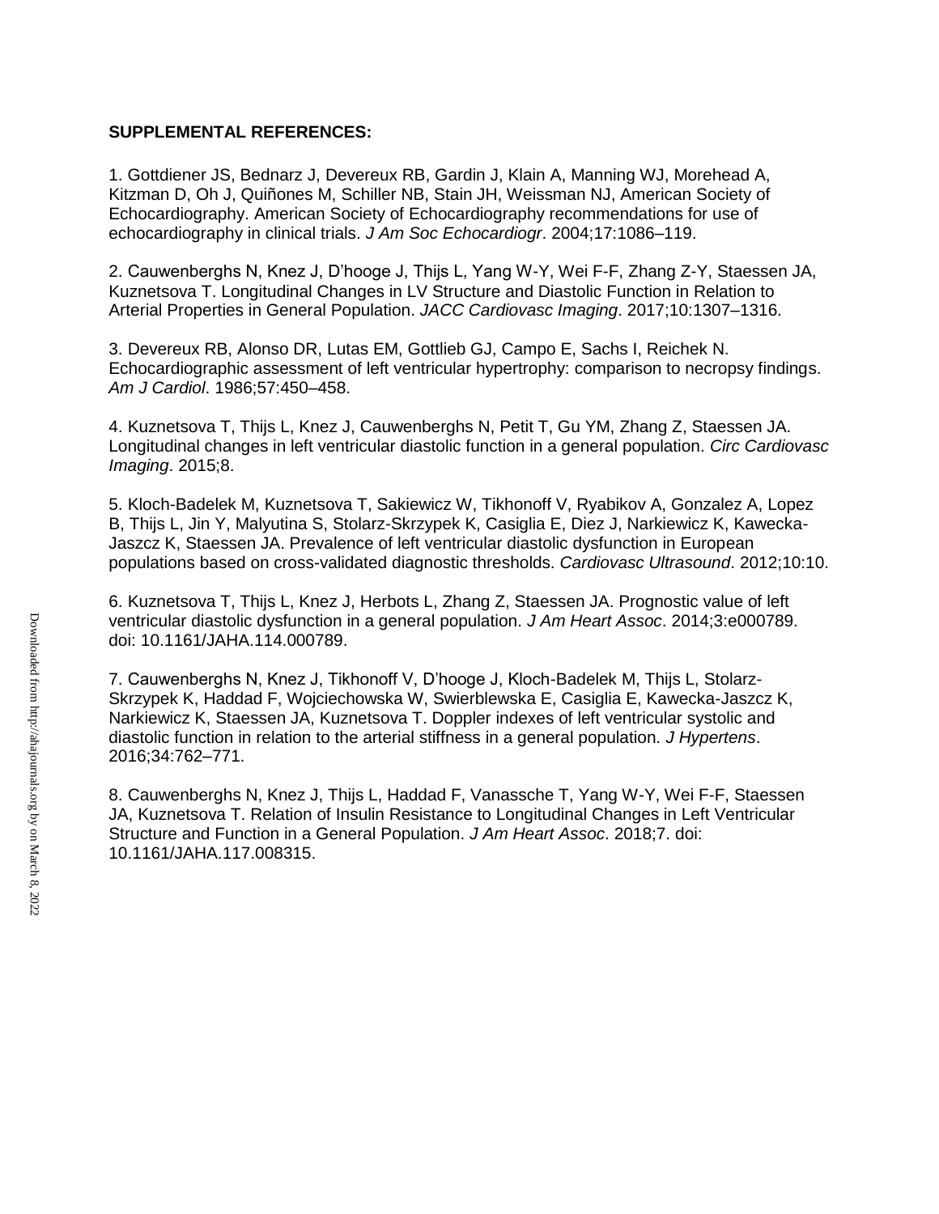**SUPPLEMENTAL REFERENCES:**

1. Gottdiener JS, Bednarz J, Devereux RB, Gardin J, Klain A, Manning WJ, Morehead A, Kitzman D, Oh J, Quiñones M, Schiller NB, Stain JH, Weissman NJ, American Society of Echocardiography. American Society of Echocardiography recommendations for use of echocardiography in clinical trials. *J Am Soc Echocardiogr*. 2004;17:1086–119.

2. Cauwenberghs N, Knez J, D'hooge J, Thijs L, Yang W-Y, Wei F-F, Zhang Z-Y, Staessen JA, Kuznetsova T. Longitudinal Changes in LV Structure and Diastolic Function in Relation to Arterial Properties in General Population. *JACC Cardiovasc Imaging*. 2017;10:1307–1316.

3. Devereux RB, Alonso DR, Lutas EM, Gottlieb GJ, Campo E, Sachs I, Reichek N. Echocardiographic assessment of left ventricular hypertrophy: comparison to necropsy findings. *Am J Cardiol*. 1986;57:450–458.

4. Kuznetsova T, Thijs L, Knez J, Cauwenberghs N, Petit T, Gu YM, Zhang Z, Staessen JA. Longitudinal changes in left ventricular diastolic function in a general population. *Circ Cardiovasc Imaging*. 2015;8.

5. Kloch-Badelek M, Kuznetsova T, Sakiewicz W, Tikhonoff V, Ryabikov A, Gonzalez A, Lopez B, Thijs L, Jin Y, Malyutina S, Stolarz-Skrzypek K, Casiglia E, Diez J, Narkiewicz K, Kawecka-Jaszcz K, Staessen JA. Prevalence of left ventricular diastolic dysfunction in European populations based on cross-validated diagnostic thresholds. *Cardiovasc Ultrasound*. 2012;10:10.

6. Kuznetsova T, Thijs L, Knez J, Herbots L, Zhang Z, Staessen JA. Prognostic value of left ventricular diastolic dysfunction in a general population. *J Am Heart Assoc*. 2014;3:e000789. doi: 10.1161/JAHA.114.000789.

7. Cauwenberghs N, Knez J, Tikhonoff V, D'hooge J, Kloch-Badelek M, Thijs L, Stolarz-Skrzypek K, Haddad F, Wojciechowska W, Swierblewska E, Casiglia E, Kawecka-Jaszcz K, Narkiewicz K, Staessen JA, Kuznetsova T. Doppler indexes of left ventricular systolic and diastolic function in relation to the arterial stiffness in a general population. *J Hypertens*. 2016;34:762–771.

8. Cauwenberghs N, Knez J, Thijs L, Haddad F, Vanassche T, Yang W-Y, Wei F-F, Staessen JA, Kuznetsova T. Relation of Insulin Resistance to Longitudinal Changes in Left Ventricular Structure and Function in a General Population. *J Am Heart Assoc*. 2018;7. doi: 10.1161/JAHA.117.008315.